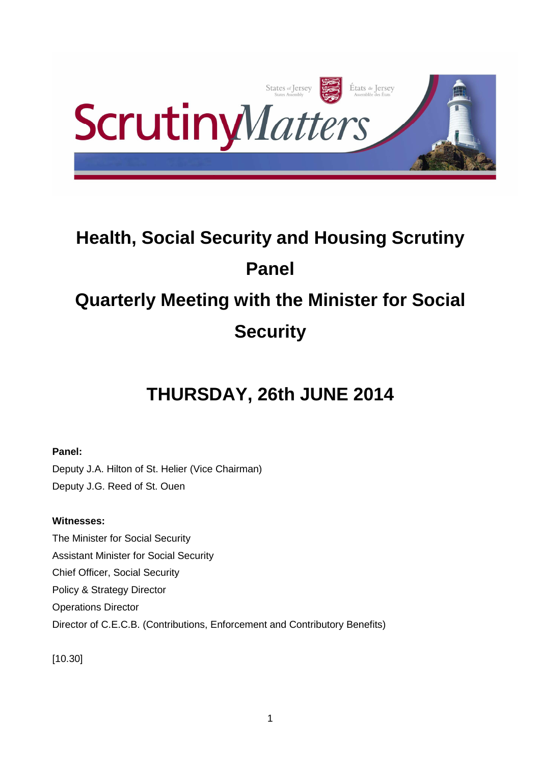# Health, Social Security and Housing Scrutiny Panel

# Quarterly Meeting with the Minister for Social Security

## THURSDAY, 26th JUNE 2014

**Panel:**

Deputy J.A. Hilton of St. Helier (Vice Chairman)

Deputy J.G. Reed of St. Ouen

**Witnesses:**

The Minister for Social Security

Assistant Minister for Social Security

Chief Officer, Social Security

Policy & Strategy Director

Operations Director

Director of C.E.C.B. (Contributions, Enforcement and Contributory Benefits)

[10.30]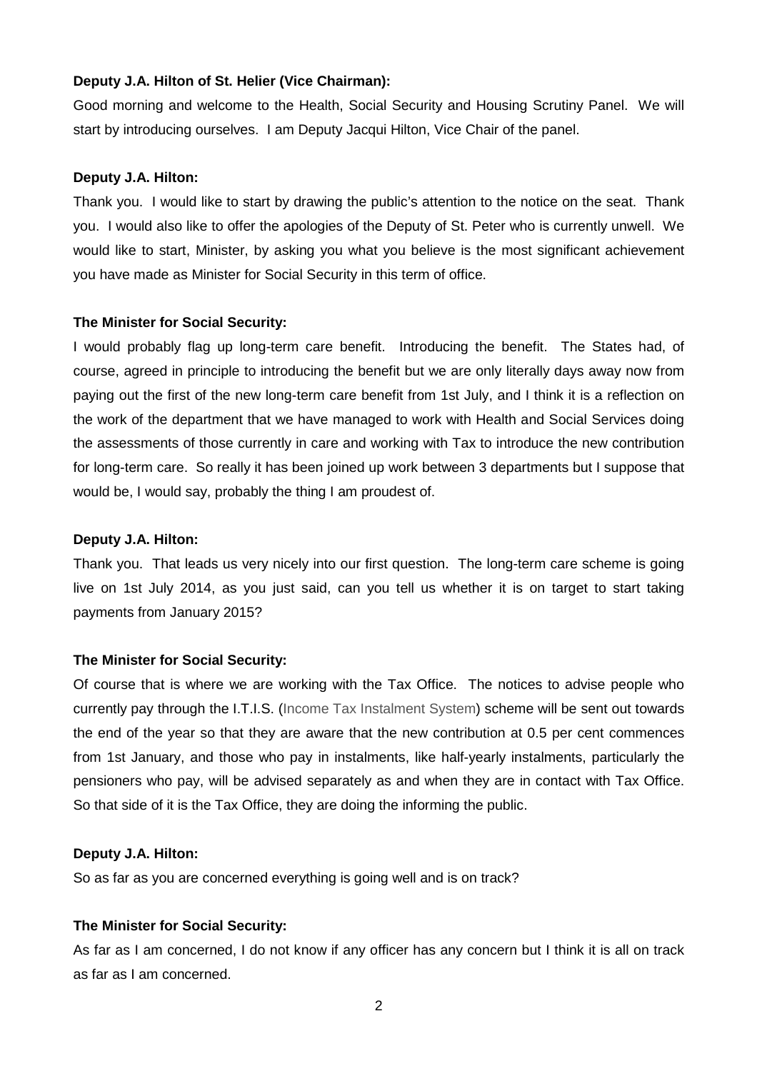**Deputy J.A. Hilton of St. Helier (Vice Chairman):**

Good morning and welcome to the Health, Social Security and Housing Scrutiny Panel. We will start by introducing ourselves. I am Deputy Jacqui Hilton, Vice Chair of the panel.

**Deputy J.A. Hilton:**

Thank you. I would like to start by drawing the public's attention to the notice on the seat. Thank you. I would also like to offer the apologies of the Deputy of St. Peter who is currently unwell. We would like to start, Minister, by asking you what you believe is the most significant achievement you have made as Minister for Social Security in this term of office.

**The Minister for Social Security:**

I would probably flag up long-term care benefit. Introducing the benefit. The States had, of course, agreed in principle to introducing the benefit but we are only literally days away now from paying out the first of the new long-term care benefit from 1st July, and I think it is a reflection on the work of the department that we have managed to work with Health and Social Services doing the assessments of those currently in care and working with Tax to introduce the new contribution for long-term care. So really it has been joined up work between 3 departments but I suppose that would be, I would say, probably the thing I am proudest of.

**Deputy J.A. Hilton:**

Thank you. That leads us very nicely into our first question. The long-term care scheme is going live on 1st July 2014, as you just said, can you tell us whether it is on target to start taking payments from January 2015?

**The Minister for Social Security:**

Of course that is where we are working with the Tax Office. The notices to advise people who currently pay through the I.T.I.S. (Income Tax Instalment System) scheme will be sent out towards the end of the year so that they are aware that the new contribution at 0.5 per cent commences from 1st January, and those who pay in instalments, like half-yearly instalments, particularly the pensioners who pay, will be advised separately as and when they are in contact with Tax Office. So that side of it is the Tax Office, they are doing the informing the public.

**Deputy J.A. Hilton:**

So as far as you are concerned everything is going well and is on track?

**The Minister for Social Security:**

As far as I am concerned, I do not know if any officer has any concern but I think it is all on track as far as I am concerned.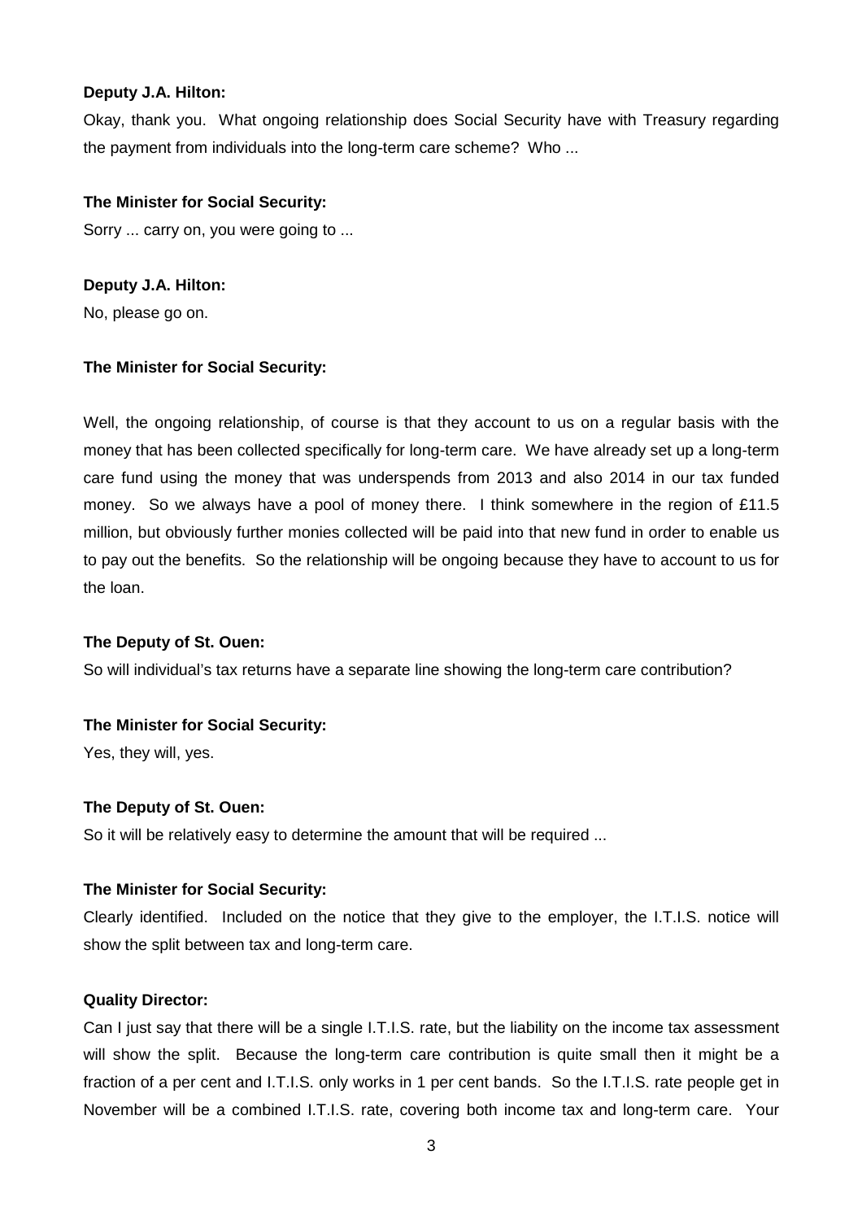**Deputy J.A. Hilton:**

Okay, thank you. What ongoing relationship does Social Security have with Treasury regarding the payment from individuals into the long-term care scheme? Who ...

**The Minister for Social Security:**

Sorry ... carry on, you were going to ...

**Deputy J.A. Hilton:**

No, please go on.

**The Minister for Social Security:**

Well, the ongoing relationship, of course is that they account to us on a regular basis with the money that has been collected specifically for long-term care. We have already set up a long-term care fund using the money that was underspends from 2013 and also 2014 in our tax funded money. So we always have a pool of money there. I think somewhere in the region of £11.5 million, but obviously further monies collected will be paid into that new fund in order to enable us to pay out the benefits. So the relationship will be ongoing because they have to account to us for the loan.

**The Deputy of St. Ouen:**

So will individual's tax returns have a separate line showing the long-term care contribution?

**The Minister for Social Security:**

Yes, they will, yes.

**The Deputy of St. Ouen:**

So it will be relatively easy to determine the amount that will be required ...

**The Minister for Social Security:**

Clearly identified. Included on the notice that they give to the employer, the I.T.I.S. notice will show the split between tax and long-term care.

**Quality Director:**

Can I just say that there will be a single I.T.I.S. rate, but the liability on the income tax assessment will show the split. Because the long-term care contribution is quite small then it might be a fraction of a per cent and I.T.I.S. only works in 1 per cent bands. So the I.T.I.S. rate people get in November will be a combined I.T.I.S. rate, covering both income tax and long-term care. Your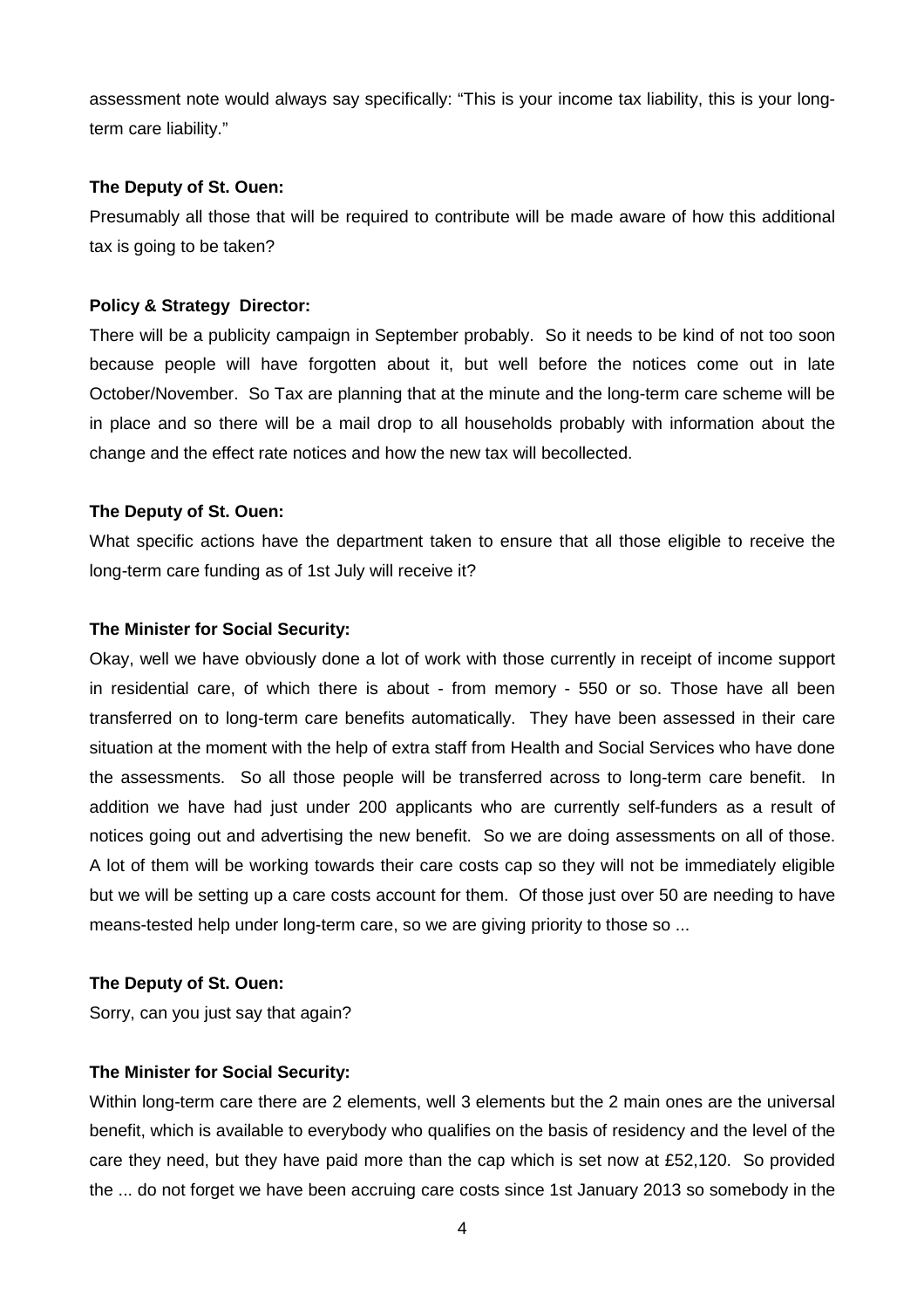assessment note would always say specifically: "This is your income tax liability, this is your long-term care liability."

**The Deputy of St. Ouen:**

Presumably all those that will be required to contribute will be made aware of how this additional tax is going to be taken?

**Policy & Strategy Director:**

There will be a publicity campaign in September probably. So it needs to be kind of not too soon because people will have forgotten about it, but well before the notices come out in late October/November. So Tax are planning that at the minute and the long-term care scheme will be in place and so there will be a mail drop to all households probably with information about the change and the effect rate notices and how the new tax will becollected.

**The Deputy of St. Ouen:**

What specific actions have the department taken to ensure that all those eligible to receive the long-term care funding as of 1st July will receive it?

**The Minister for Social Security:**

Okay, well we have obviously done a lot of work with those currently in receipt of income support in residential care, of which there is about - from memory - 550 or so. Those have all been transferred on to long-term care benefits automatically. They have been assessed in their care situation at the moment with the help of extra staff from Health and Social Services who have done the assessments. So all those people will be transferred across to long-term care benefit. In addition we have had just under 200 applicants who are currently self-funders as a result of notices going out and advertising the new benefit. So we are doing assessments on all of those. A lot of them will be working towards their care costs cap so they will not be immediately eligible but we will be setting up a care costs account for them. Of those just over 50 are needing to have means-tested help under long-term care, so we are giving priority to those so ...

**The Deputy of St. Ouen:**

Sorry, can you just say that again?

**The Minister for Social Security:**

Within long-term care there are 2 elements, well 3 elements but the 2 main ones are the universal benefit, which is available to everybody who qualifies on the basis of residency and the level of the care they need, but they have paid more than the cap which is set now at £52,120. So provided the ... do not forget we have been accruing care costs since 1st January 2013 so somebody in the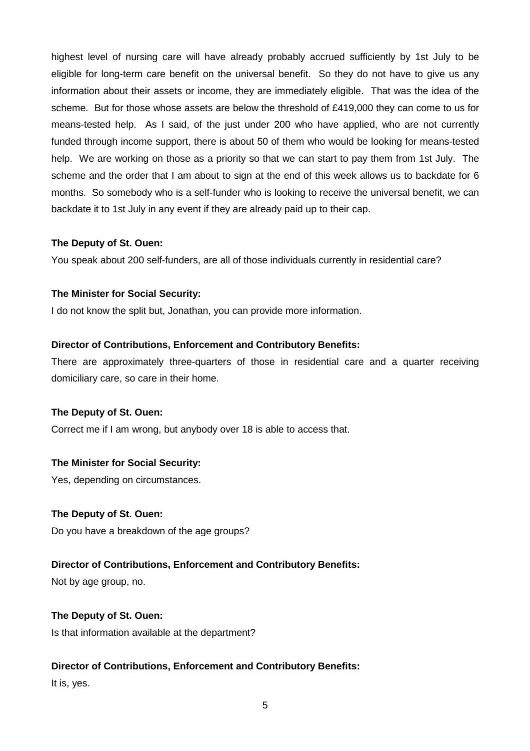highest level of nursing care will have already probably accrued sufficiently by 1st July to be eligible for long-term care benefit on the universal benefit. So they do not have to give us any information about their assets or income, they are immediately eligible. That was the idea of the scheme. But for those whose assets are below the threshold of £419,000 they can come to us for means-tested help. As I said, of the just under 200 who have applied, who are not currently funded through income support, there is about 50 of them who would be looking for means-tested help. We are working on those as a priority so that we can start to pay them from 1st July. The scheme and the order that I am about to sign at the end of this week allows us to backdate for 6 months. So somebody who is a self-funder who is looking to receive the universal benefit, we can backdate it to 1st July in any event if they are already paid up to their cap.

**The Deputy of St. Ouen:**

You speak about 200 self-funders, are all of those individuals currently in residential care?

**The Minister for Social Security:**

I do not know the split but, Jonathan, you can provide more information.

**Director of Contributions, Enforcement and Contributory Benefits:**

There are approximately three-quarters of those in residential care and a quarter receiving domiciliary care, so care in their home.

**The Deputy of St. Ouen:**

Correct me if I am wrong, but anybody over 18 is able to access that.

**The Minister for Social Security:**

Yes, depending on circumstances.

**The Deputy of St. Ouen:**

Do you have a breakdown of the age groups?

**Director of Contributions, Enforcement and Contributory Benefits:**

Not by age group, no.

**The Deputy of St. Ouen:**

Is that information available at the department?

**Director of Contributions, Enforcement and Contributory Benefits:**

It is, yes.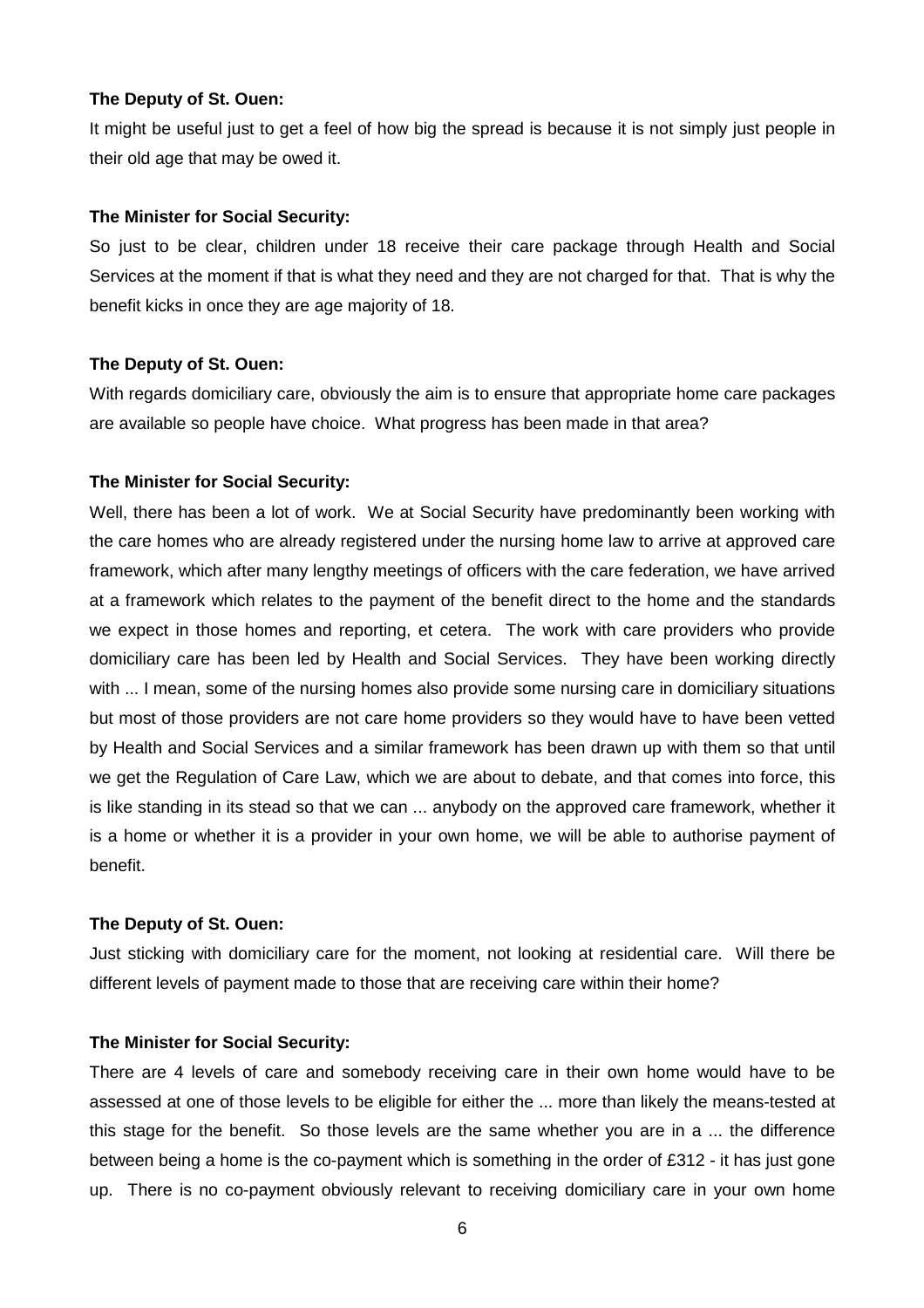**The Deputy of St. Ouen:**

It might be useful just to get a feel of how big the spread is because it is not simply just people in their old age that may be owed it.

**The Minister for Social Security:**

So just to be clear, children under 18 receive their care package through Health and Social Services at the moment if that is what they need and they are not charged for that. That is why the benefit kicks in once they are age majority of 18.

**The Deputy of St. Ouen:**

With regards domiciliary care, obviously the aim is to ensure that appropriate home care packages are available so people have choice. What progress has been made in that area?

**The Minister for Social Security:**

Well, there has been a lot of work. We at Social Security have predominantly been working with the care homes who are already registered under the nursing home law to arrive at approved care framework, which after many lengthy meetings of officers with the care federation, we have arrived at a framework which relates to the payment of the benefit direct to the home and the standards we expect in those homes and reporting, et cetera. The work with care providers who provide domiciliary care has been led by Health and Social Services. They have been working directly with ... I mean, some of the nursing homes also provide some nursing care in domiciliary situations but most of those providers are not care home providers so they would have to have been vetted by Health and Social Services and a similar framework has been drawn up with them so that until we get the Regulation of Care Law, which we are about to debate, and that comes into force, this is like standing in its stead so that we can ... anybody on the approved care framework, whether it is a home or whether it is a provider in your own home, we will be able to authorise payment of benefit.

**The Deputy of St. Ouen:**

Just sticking with domiciliary care for the moment, not looking at residential care. Will there be different levels of payment made to those that are receiving care within their home?

**The Minister for Social Security:**

There are 4 levels of care and somebody receiving care in their own home would have to be assessed at one of those levels to be eligible for either the ... more than likely the means-tested at this stage for the benefit. So those levels are the same whether you are in a ... the difference between being a home is the co-payment which is something in the order of £312 - it has just gone up. There is no co-payment obviously relevant to receiving domiciliary care in your own home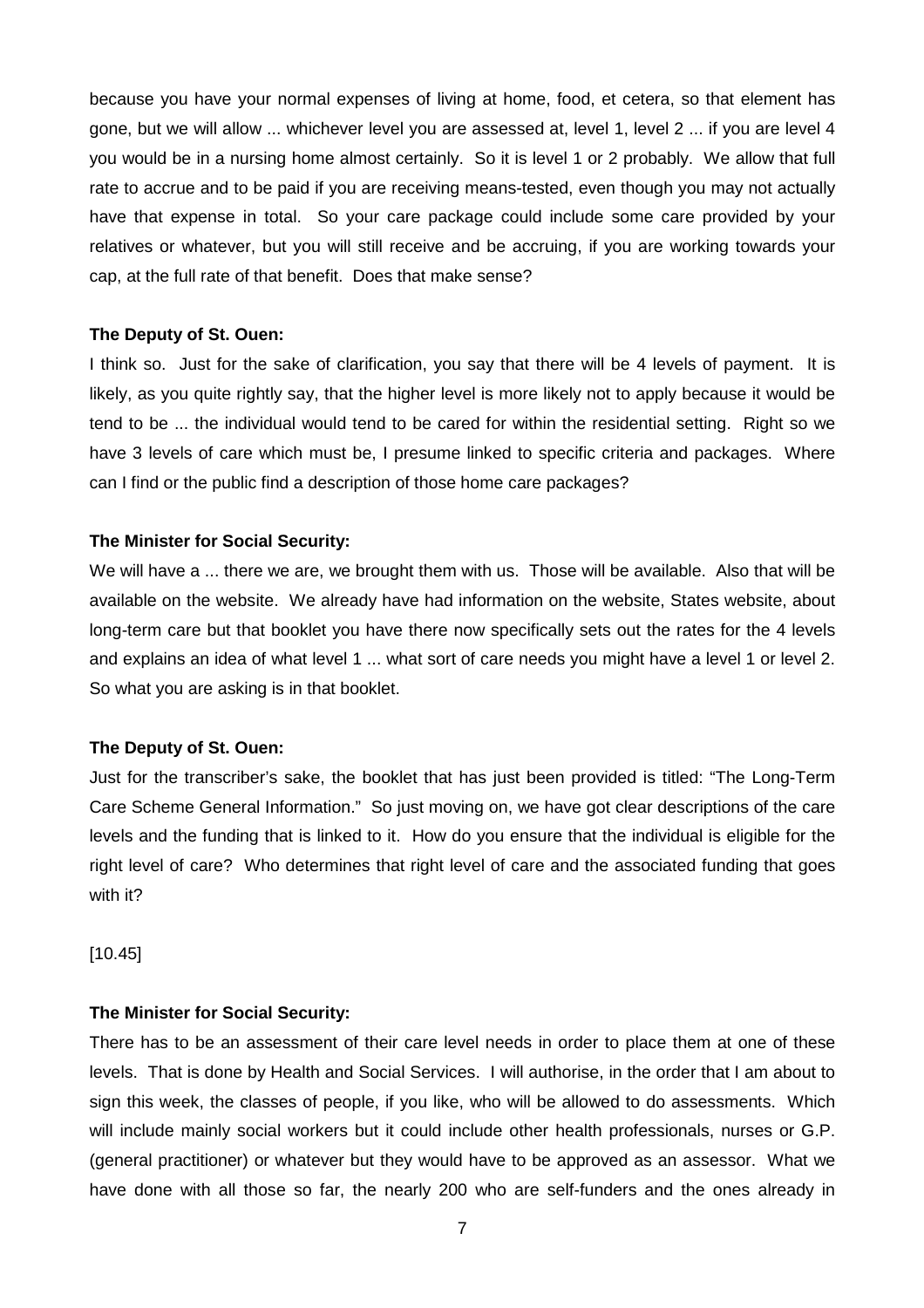because you have your normal expenses of living at home, food, et cetera, so that element has gone, but we will allow ... whichever level you are assessed at, level 1, level 2 ... if you are level 4 you would be in a nursing home almost certainly. So it is level 1 or 2 probably. We allow that full rate to accrue and to be paid if you are receiving means-tested, even though you may not actually have that expense in total. So your care package could include some care provided by your relatives or whatever, but you will still receive and be accruing, if you are working towards your cap, at the full rate of that benefit. Does that make sense?

**The Deputy of St. Ouen:**

I think so. Just for the sake of clarification, you say that there will be 4 levels of payment. It is likely, as you quite rightly say, that the higher level is more likely not to apply because it would be tend to be ... the individual would tend to be cared for within the residential setting. Right so we have 3 levels of care which must be, I presume linked to specific criteria and packages. Where can I find or the public find a description of those home care packages?

**The Minister for Social Security:**

We will have a ... there we are, we brought them with us. Those will be available. Also that will be available on the website. We already have had information on the website, States website, about long-term care but that booklet you have there now specifically sets out the rates for the 4 levels and explains an idea of what level 1 ... what sort of care needs you might have a level 1 or level 2. So what you are asking is in that booklet.

**The Deputy of St. Ouen:**

Just for the transcriber's sake, the booklet that has just been provided is titled: "The Long-Term Care Scheme General Information." So just moving on, we have got clear descriptions of the care levels and the funding that is linked to it. How do you ensure that the individual is eligible for the right level of care? Who determines that right level of care and the associated funding that goes with it?

[10.45]

**The Minister for Social Security:**

There has to be an assessment of their care level needs in order to place them at one of these levels. That is done by Health and Social Services. I will authorise, in the order that I am about to sign this week, the classes of people, if you like, who will be allowed to do assessments. Which will include mainly social workers but it could include other health professionals, nurses or G.P. (general practitioner) or whatever but they would have to be approved as an assessor. What we have done with all those so far, the nearly 200 who are self-funders and the ones already in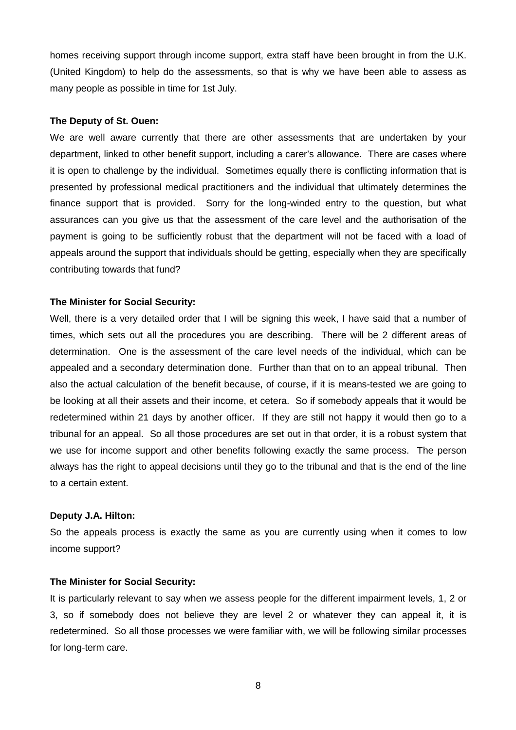homes receiving support through income support, extra staff have been brought in from the U.K. (United Kingdom) to help do the assessments, so that is why we have been able to assess as many people as possible in time for 1st July.

**The Deputy of St. Ouen:**

We are well aware currently that there are other assessments that are undertaken by your department, linked to other benefit support, including a carer's allowance. There are cases where it is open to challenge by the individual. Sometimes equally there is conflicting information that is presented by professional medical practitioners and the individual that ultimately determines the finance support that is provided. Sorry for the long-winded entry to the question, but what assurances can you give us that the assessment of the care level and the authorisation of the payment is going to be sufficiently robust that the department will not be faced with a load of appeals around the support that individuals should be getting, especially when they are specifically contributing towards that fund?

**The Minister for Social Security:**

Well, there is a very detailed order that I will be signing this week, I have said that a number of times, which sets out all the procedures you are describing. There will be 2 different areas of determination. One is the assessment of the care level needs of the individual, which can be appealed and a secondary determination done. Further than that on to an appeal tribunal. Then also the actual calculation of the benefit because, of course, if it is means-tested we are going to be looking at all their assets and their income, et cetera. So if somebody appeals that it would be redetermined within 21 days by another officer. If they are still not happy it would then go to a tribunal for an appeal. So all those procedures are set out in that order, it is a robust system that we use for income support and other benefits following exactly the same process. The person always has the right to appeal decisions until they go to the tribunal and that is the end of the line to a certain extent.

**Deputy J.A. Hilton:**

So the appeals process is exactly the same as you are currently using when it comes to low income support?

**The Minister for Social Security:**

It is particularly relevant to say when we assess people for the different impairment levels, 1, 2 or 3, so if somebody does not believe they are level 2 or whatever they can appeal it, it is redetermined. So all those processes we were familiar with, we will be following similar processes for long-term care.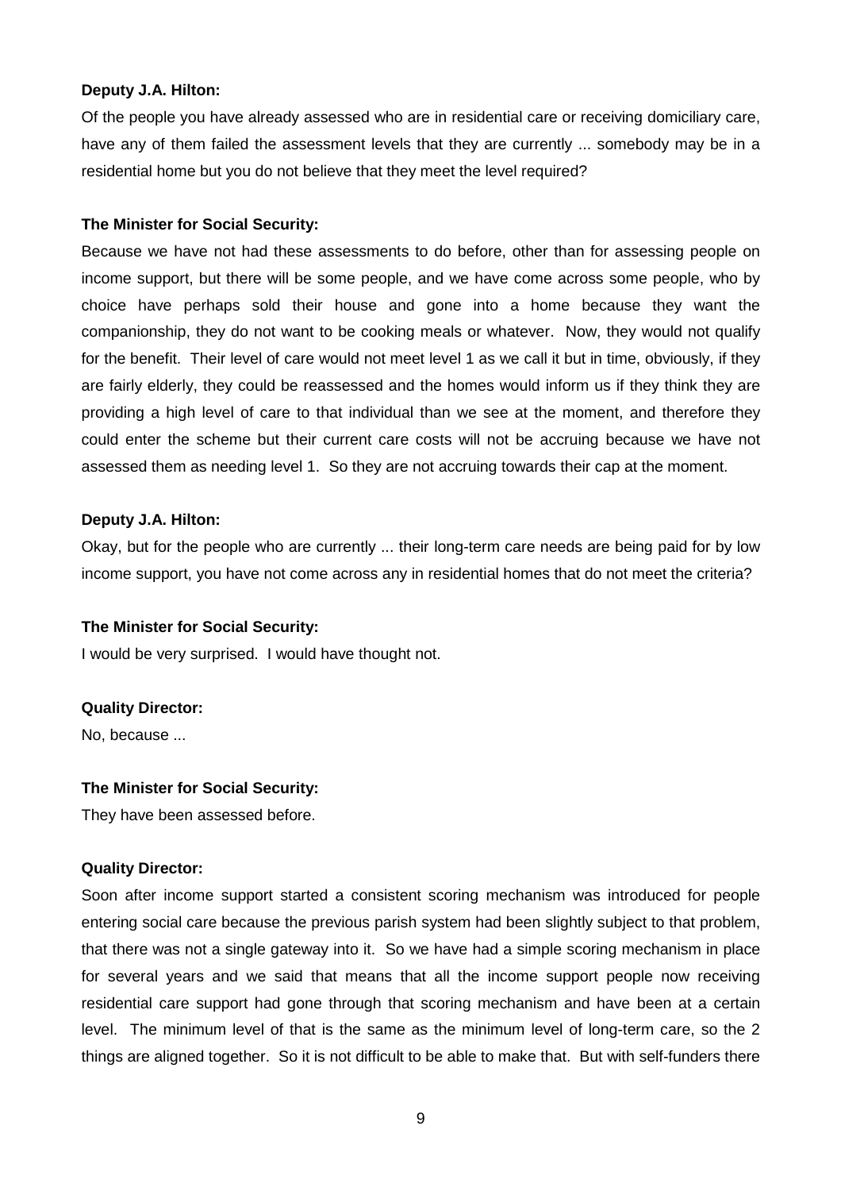**Deputy J.A. Hilton:**

Of the people you have already assessed who are in residential care or receiving domiciliary care, have any of them failed the assessment levels that they are currently ... somebody may be in a residential home but you do not believe that they meet the level required?

**The Minister for Social Security:**

Because we have not had these assessments to do before, other than for assessing people on income support, but there will be some people, and we have come across some people, who by choice have perhaps sold their house and gone into a home because they want the companionship, they do not want to be cooking meals or whatever. Now, they would not qualify for the benefit. Their level of care would not meet level 1 as we call it but in time, obviously, if they are fairly elderly, they could be reassessed and the homes would inform us if they think they are providing a high level of care to that individual than we see at the moment, and therefore they could enter the scheme but their current care costs will not be accruing because we have not assessed them as needing level 1. So they are not accruing towards their cap at the moment.

**Deputy J.A. Hilton:**

Okay, but for the people who are currently ... their long-term care needs are being paid for by low income support, you have not come across any in residential homes that do not meet the criteria?

**The Minister for Social Security:**

I would be very surprised. I would have thought not.

**Quality Director:**

No, because ...

**The Minister for Social Security:**

They have been assessed before.

**Quality Director:**

Soon after income support started a consistent scoring mechanism was introduced for people entering social care because the previous parish system had been slightly subject to that problem, that there was not a single gateway into it. So we have had a simple scoring mechanism in place for several years and we said that means that all the income support people now receiving residential care support had gone through that scoring mechanism and have been at a certain level. The minimum level of that is the same as the minimum level of long-term care, so the 2 things are aligned together. So it is not difficult to be able to make that. But with self-funders there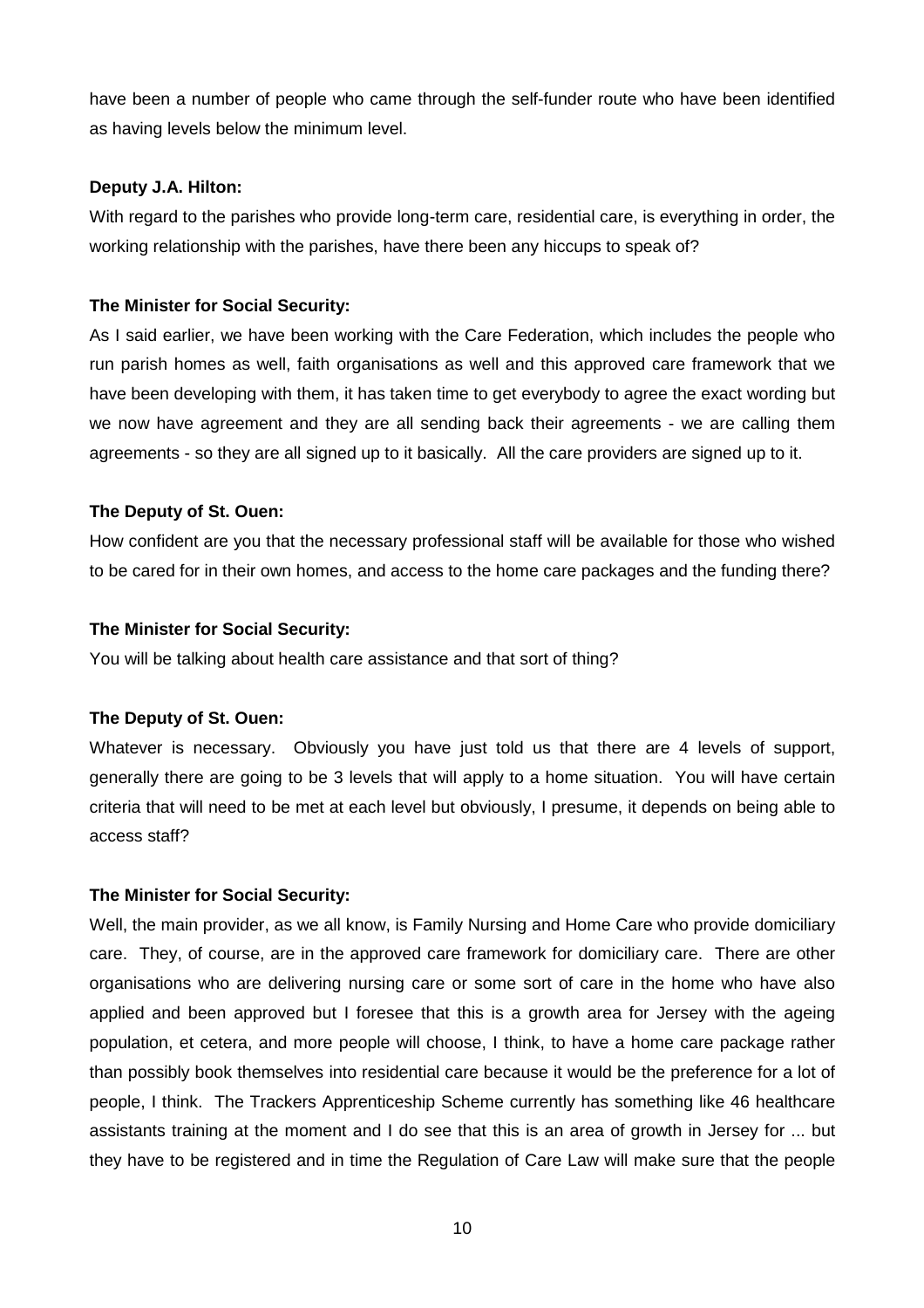have been a number of people who came through the self-funder route who have been identified as having levels below the minimum level.

**Deputy J.A. Hilton:**

With regard to the parishes who provide long-term care, residential care, is everything in order, the working relationship with the parishes, have there been any hiccups to speak of?

**The Minister for Social Security:**

As I said earlier, we have been working with the Care Federation, which includes the people who run parish homes as well, faith organisations as well and this approved care framework that we have been developing with them, it has taken time to get everybody to agree the exact wording but we now have agreement and they are all sending back their agreements - we are calling them agreements - so they are all signed up to it basically. All the care providers are signed up to it.

**The Deputy of St. Ouen:**

How confident are you that the necessary professional staff will be available for those who wished to be cared for in their own homes, and access to the home care packages and the funding there?

**The Minister for Social Security:**

You will be talking about health care assistance and that sort of thing?

**The Deputy of St. Ouen:**

Whatever is necessary. Obviously you have just told us that there are 4 levels of support, generally there are going to be 3 levels that will apply to a home situation. You will have certain criteria that will need to be met at each level but obviously, I presume, it depends on being able to access staff?

**The Minister for Social Security:**

Well, the main provider, as we all know, is Family Nursing and Home Care who provide domiciliary care. They, of course, are in the approved care framework for domiciliary care. There are other organisations who are delivering nursing care or some sort of care in the home who have also applied and been approved but I foresee that this is a growth area for Jersey with the ageing population, et cetera, and more people will choose, I think, to have a home care package rather than possibly book themselves into residential care because it would be the preference for a lot of people, I think. The Trackers Apprenticeship Scheme currently has something like 46 healthcare assistants training at the moment and I do see that this is an area of growth in Jersey for ... but they have to be registered and in time the Regulation of Care Law will make sure that the people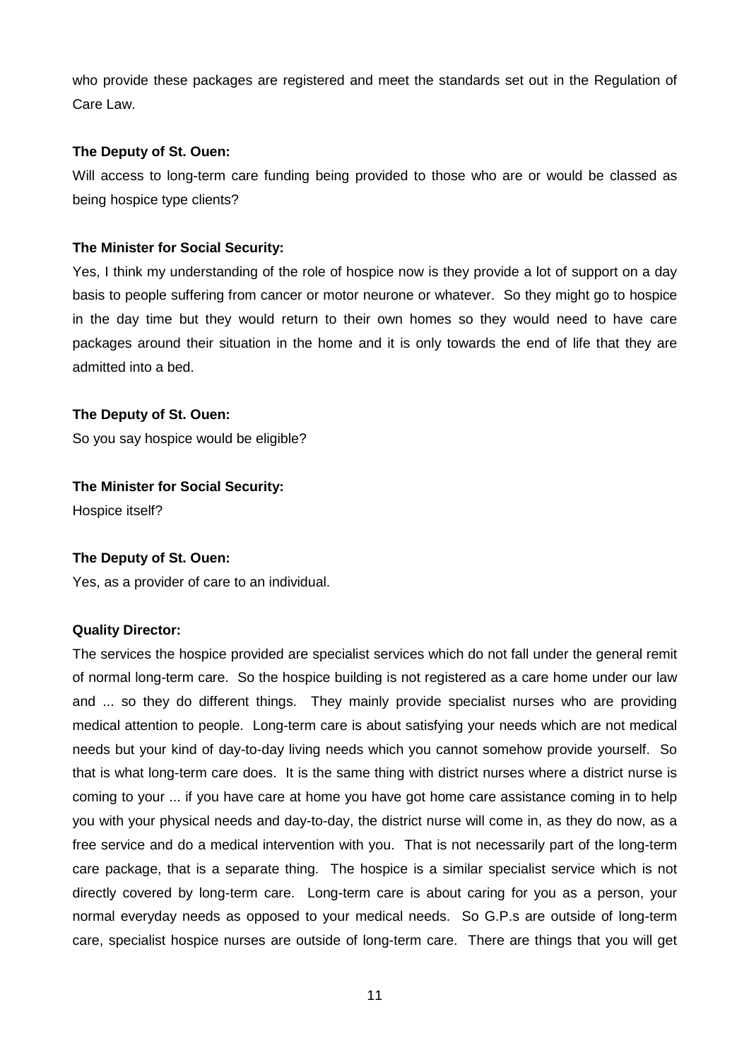who provide these packages are registered and meet the standards set out in the Regulation of Care Law.

**The Deputy of St. Ouen:**

Will access to long-term care funding being provided to those who are or would be classed as being hospice type clients?

**The Minister for Social Security:**

Yes, I think my understanding of the role of hospice now is they provide a lot of support on a day basis to people suffering from cancer or motor neurone or whatever. So they might go to hospice in the day time but they would return to their own homes so they would need to have care packages around their situation in the home and it is only towards the end of life that they are admitted into a bed.

**The Deputy of St. Ouen:**

So you say hospice would be eligible?

**The Minister for Social Security:**

Hospice itself?

**The Deputy of St. Ouen:**

Yes, as a provider of care to an individual.

**Quality Director:**

The services the hospice provided are specialist services which do not fall under the general remit of normal long-term care. So the hospice building is not registered as a care home under our law and ... so they do different things. They mainly provide specialist nurses who are providing medical attention to people. Long-term care is about satisfying your needs which are not medical needs but your kind of day-to-day living needs which you cannot somehow provide yourself. So that is what long-term care does. It is the same thing with district nurses where a district nurse is coming to your ... if you have care at home you have got home care assistance coming in to help you with your physical needs and day-to-day, the district nurse will come in, as they do now, as a free service and do a medical intervention with you. That is not necessarily part of the long-term care package, that is a separate thing. The hospice is a similar specialist service which is not directly covered by long-term care. Long-term care is about caring for you as a person, your normal everyday needs as opposed to your medical needs. So G.P.s are outside of long-term care, specialist hospice nurses are outside of long-term care. There are things that you will get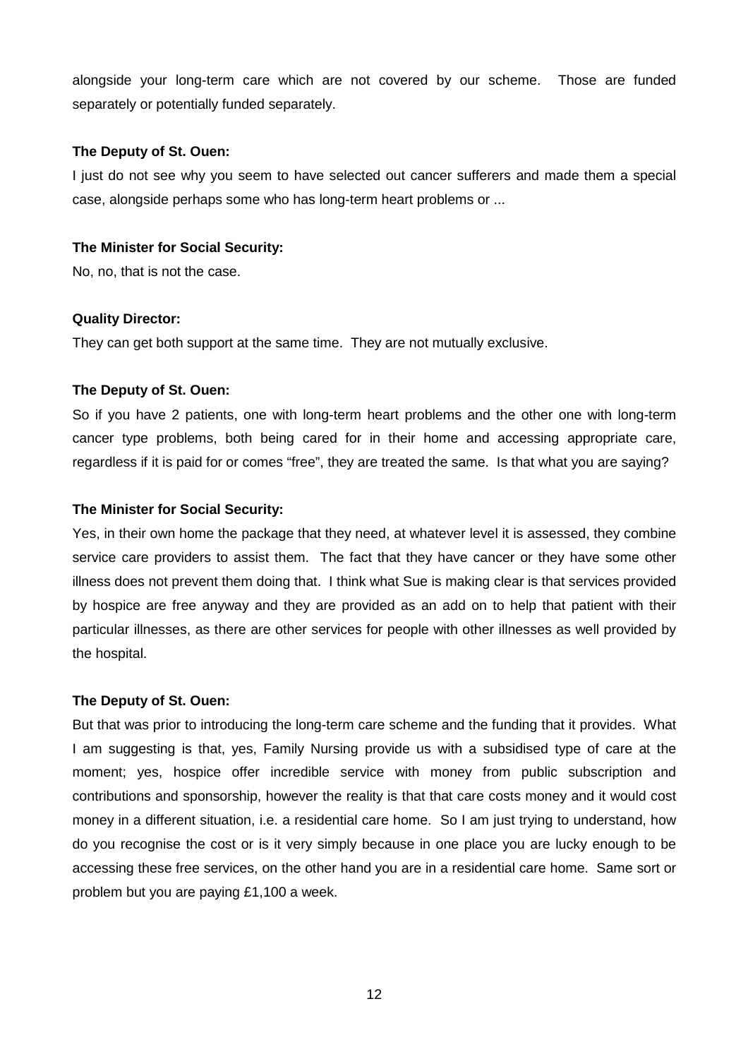alongside your long-term care which are not covered by our scheme. Those are funded separately or potentially funded separately.

**The Deputy of St. Ouen:**

I just do not see why you seem to have selected out cancer sufferers and made them a special case, alongside perhaps some who has long-term heart problems or ...

**The Minister for Social Security:**

No, no, that is not the case.

**Quality Director:**

They can get both support at the same time. They are not mutually exclusive.

**The Deputy of St. Ouen:**

So if you have 2 patients, one with long-term heart problems and the other one with long-term cancer type problems, both being cared for in their home and accessing appropriate care, regardless if it is paid for or comes "free", they are treated the same. Is that what you are saying?

**The Minister for Social Security:**

Yes, in their own home the package that they need, at whatever level it is assessed, they combine service care providers to assist them. The fact that they have cancer or they have some other illness does not prevent them doing that. I think what Sue is making clear is that services provided by hospice are free anyway and they are provided as an add on to help that patient with their particular illnesses, as there are other services for people with other illnesses as well provided by the hospital.

**The Deputy of St. Ouen:**

But that was prior to introducing the long-term care scheme and the funding that it provides. What I am suggesting is that, yes, Family Nursing provide us with a subsidised type of care at the moment; yes, hospice offer incredible service with money from public subscription and contributions and sponsorship, however the reality is that that care costs money and it would cost money in a different situation, i.e. a residential care home. So I am just trying to understand, how do you recognise the cost or is it very simply because in one place you are lucky enough to be accessing these free services, on the other hand you are in a residential care home. Same sort or problem but you are paying £1,100 a week.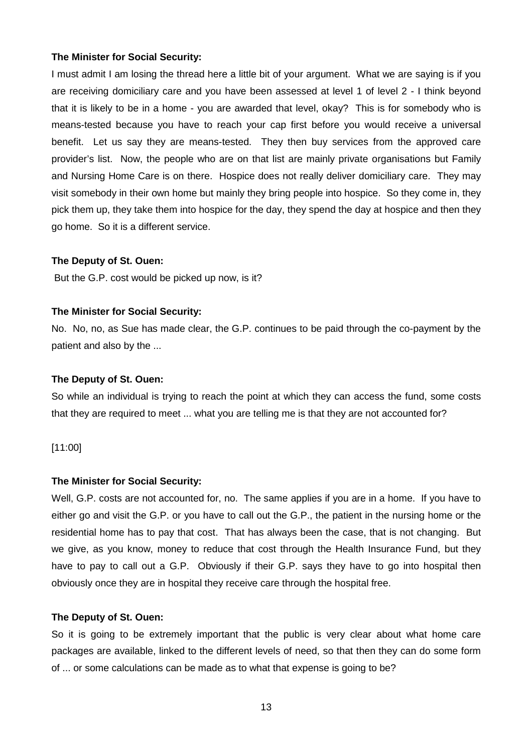**The Minister for Social Security:**

I must admit I am losing the thread here a little bit of your argument. What we are saying is if you are receiving domiciliary care and you have been assessed at level 1 of level 2 - I think beyond that it is likely to be in a home - you are awarded that level, okay? This is for somebody who is means-tested because you have to reach your cap first before you would receive a universal benefit. Let us say they are means-tested. They then buy services from the approved care provider's list. Now, the people who are on that list are mainly private organisations but Family and Nursing Home Care is on there. Hospice does not really deliver domiciliary care. They may visit somebody in their own home but mainly they bring people into hospice. So they come in, they pick them up, they take them into hospice for the day, they spend the day at hospice and then they go home. So it is a different service.

**The Deputy of St. Ouen:**

But the G.P. cost would be picked up now, is it?

**The Minister for Social Security:**

No. No, no, as Sue has made clear, the G.P. continues to be paid through the co-payment by the patient and also by the ...

**The Deputy of St. Ouen:**

So while an individual is trying to reach the point at which they can access the fund, some costs that they are required to meet ... what you are telling me is that they are not accounted for?

[11:00]

**The Minister for Social Security:**

Well, G.P. costs are not accounted for, no. The same applies if you are in a home. If you have to either go and visit the G.P. or you have to call out the G.P., the patient in the nursing home or the residential home has to pay that cost. That has always been the case, that is not changing. But we give, as you know, money to reduce that cost through the Health Insurance Fund, but they have to pay to call out a G.P. Obviously if their G.P. says they have to go into hospital then obviously once they are in hospital they receive care through the hospital free.

**The Deputy of St. Ouen:**

So it is going to be extremely important that the public is very clear about what home care packages are available, linked to the different levels of need, so that then they can do some form of ... or some calculations can be made as to what that expense is going to be?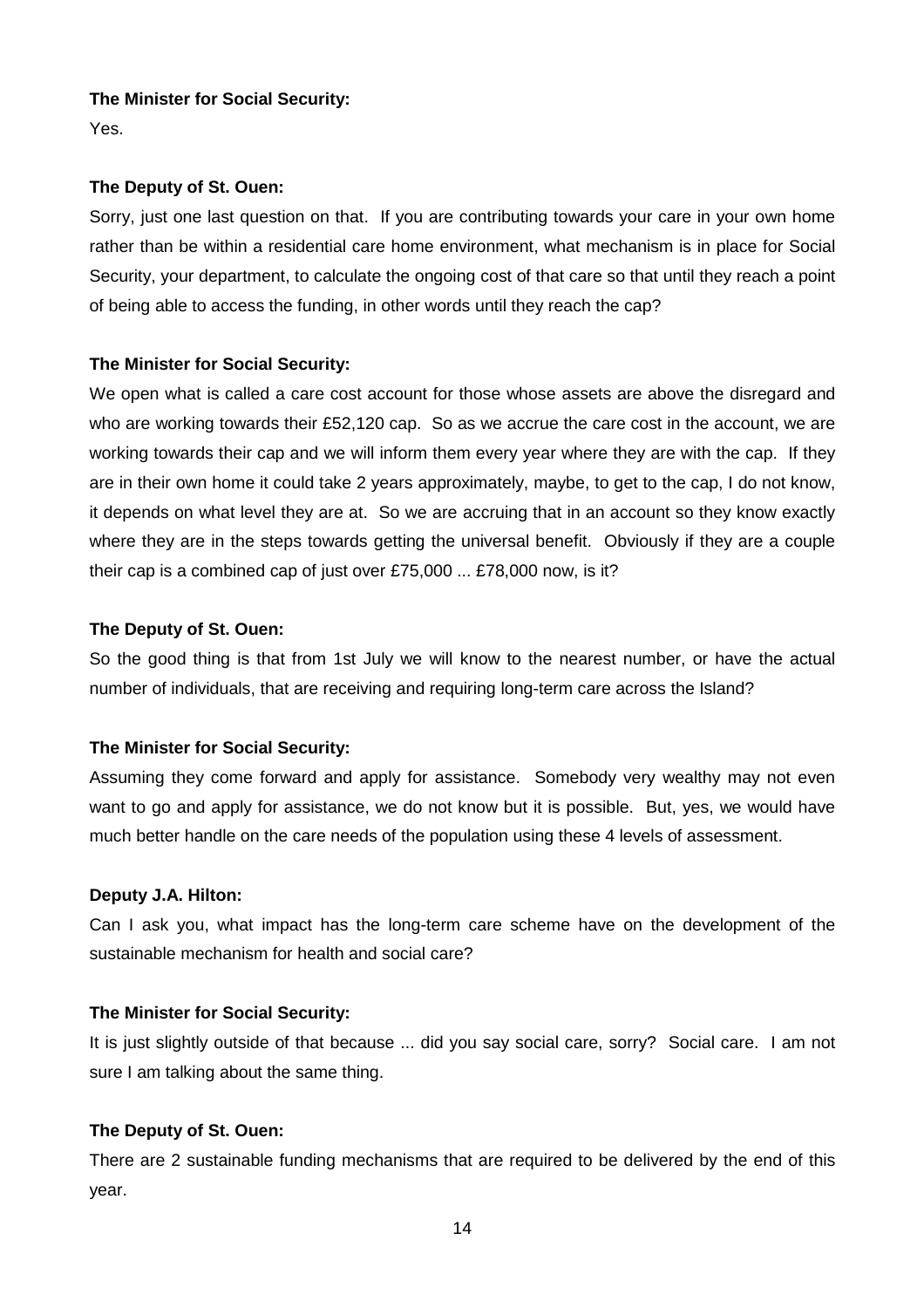**The Minister for Social Security:**

Yes.

**The Deputy of St. Ouen:**

Sorry, just one last question on that. If you are contributing towards your care in your own home rather than be within a residential care home environment, what mechanism is in place for Social Security, your department, to calculate the ongoing cost of that care so that until they reach a point of being able to access the funding, in other words until they reach the cap?

**The Minister for Social Security:**

We open what is called a care cost account for those whose assets are above the disregard and who are working towards their £52,120 cap. So as we accrue the care cost in the account, we are working towards their cap and we will inform them every year where they are with the cap. If they are in their own home it could take 2 years approximately, maybe, to get to the cap, I do not know, it depends on what level they are at. So we are accruing that in an account so they know exactly where they are in the steps towards getting the universal benefit. Obviously if they are a couple their cap is a combined cap of just over £75,000 ... £78,000 now, is it?

**The Deputy of St. Ouen:**

So the good thing is that from 1st July we will know to the nearest number, or have the actual number of individuals, that are receiving and requiring long-term care across the Island?

**The Minister for Social Security:**

Assuming they come forward and apply for assistance. Somebody very wealthy may not even want to go and apply for assistance, we do not know but it is possible. But, yes, we would have much better handle on the care needs of the population using these 4 levels of assessment.

**Deputy J.A. Hilton:**

Can I ask you, what impact has the long-term care scheme have on the development of the sustainable mechanism for health and social care?

**The Minister for Social Security:**

It is just slightly outside of that because ... did you say social care, sorry? Social care. I am not sure I am talking about the same thing.

**The Deputy of St. Ouen:**

There are 2 sustainable funding mechanisms that are required to be delivered by the end of this year.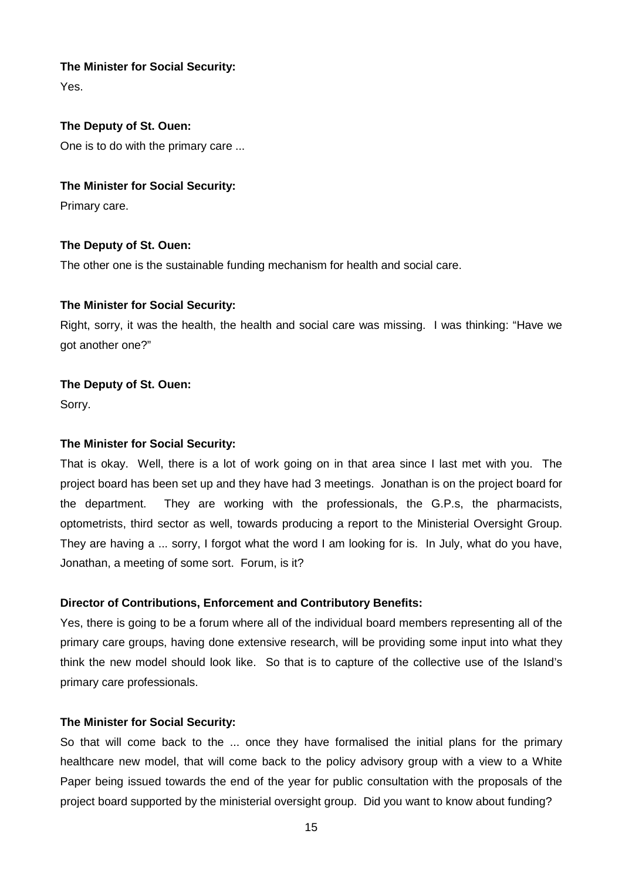**The Minister for Social Security:**

Yes.

**The Deputy of St. Ouen:**

One is to do with the primary care ...

**The Minister for Social Security:**

Primary care.

**The Deputy of St. Ouen:**

The other one is the sustainable funding mechanism for health and social care.

**The Minister for Social Security:**

Right, sorry, it was the health, the health and social care was missing. I was thinking: "Have we got another one?"

**The Deputy of St. Ouen:**

Sorry.

**The Minister for Social Security:**

That is okay. Well, there is a lot of work going on in that area since I last met with you. The project board has been set up and they have had 3 meetings. Jonathan is on the project board for the department. They are working with the professionals, the G.P.s, the pharmacists, optometrists, third sector as well, towards producing a report to the Ministerial Oversight Group. They are having a ... sorry, I forgot what the word I am looking for is. In July, what do you have, Jonathan, a meeting of some sort. Forum, is it?

**Director of Contributions, Enforcement and Contributory Benefits:**

Yes, there is going to be a forum where all of the individual board members representing all of the primary care groups, having done extensive research, will be providing some input into what they think the new model should look like. So that is to capture of the collective use of the Island's primary care professionals.

**The Minister for Social Security:**

So that will come back to the ... once they have formalised the initial plans for the primary healthcare new model, that will come back to the policy advisory group with a view to a White Paper being issued towards the end of the year for public consultation with the proposals of the project board supported by the ministerial oversight group. Did you want to know about funding?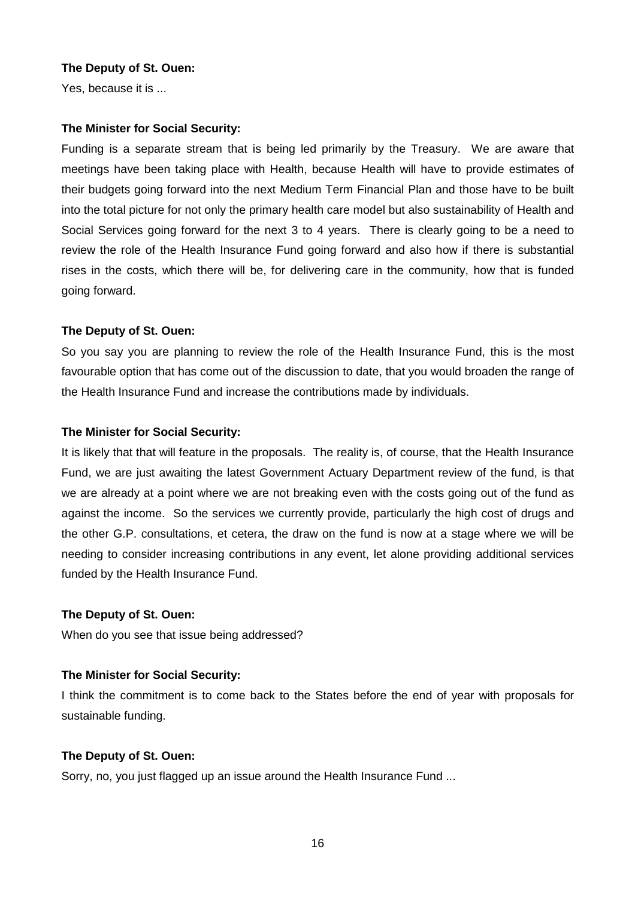**The Deputy of St. Ouen:**

Yes, because it is ...

**The Minister for Social Security:**

Funding is a separate stream that is being led primarily by the Treasury. We are aware that meetings have been taking place with Health, because Health will have to provide estimates of their budgets going forward into the next Medium Term Financial Plan and those have to be built into the total picture for not only the primary health care model but also sustainability of Health and Social Services going forward for the next 3 to 4 years. There is clearly going to be a need to review the role of the Health Insurance Fund going forward and also how if there is substantial rises in the costs, which there will be, for delivering care in the community, how that is funded going forward.

**The Deputy of St. Ouen:**

So you say you are planning to review the role of the Health Insurance Fund, this is the most favourable option that has come out of the discussion to date, that you would broaden the range of the Health Insurance Fund and increase the contributions made by individuals.

**The Minister for Social Security:**

It is likely that that will feature in the proposals. The reality is, of course, that the Health Insurance Fund, we are just awaiting the latest Government Actuary Department review of the fund, is that we are already at a point where we are not breaking even with the costs going out of the fund as against the income. So the services we currently provide, particularly the high cost of drugs and the other G.P. consultations, et cetera, the draw on the fund is now at a stage where we will be needing to consider increasing contributions in any event, let alone providing additional services funded by the Health Insurance Fund.

**The Deputy of St. Ouen:**

When do you see that issue being addressed?

**The Minister for Social Security:**

I think the commitment is to come back to the States before the end of year with proposals for sustainable funding.

**The Deputy of St. Ouen:**

Sorry, no, you just flagged up an issue around the Health Insurance Fund ...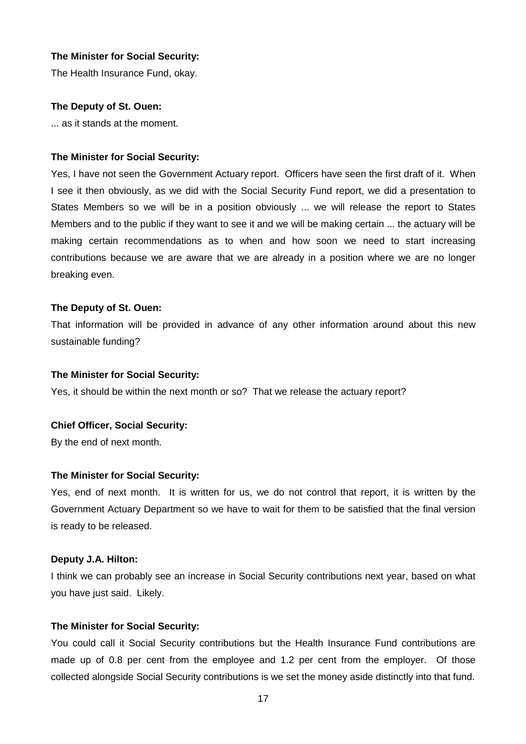**The Minister for Social Security:**

The Health Insurance Fund, okay.

**The Deputy of St. Ouen:**

... as it stands at the moment.

**The Minister for Social Security:**

Yes, I have not seen the Government Actuary report. Officers have seen the first draft of it. When I see it then obviously, as we did with the Social Security Fund report, we did a presentation to States Members so we will be in a position obviously ... we will release the report to States Members and to the public if they want to see it and we will be making certain ... the actuary will be making certain recommendations as to when and how soon we need to start increasing contributions because we are aware that we are already in a position where we are no longer breaking even.

**The Deputy of St. Ouen:**

That information will be provided in advance of any other information around about this new sustainable funding?

**The Minister for Social Security:**

Yes, it should be within the next month or so? That we release the actuary report?

**Chief Officer, Social Security:**

By the end of next month.

**The Minister for Social Security:**

Yes, end of next month. It is written for us, we do not control that report, it is written by the Government Actuary Department so we have to wait for them to be satisfied that the final version is ready to be released.

**Deputy J.A. Hilton:**

I think we can probably see an increase in Social Security contributions next year, based on what you have just said. Likely.

**The Minister for Social Security:**

You could call it Social Security contributions but the Health Insurance Fund contributions are made up of 0.8 per cent from the employee and 1.2 per cent from the employer. Of those collected alongside Social Security contributions is we set the money aside distinctly into that fund.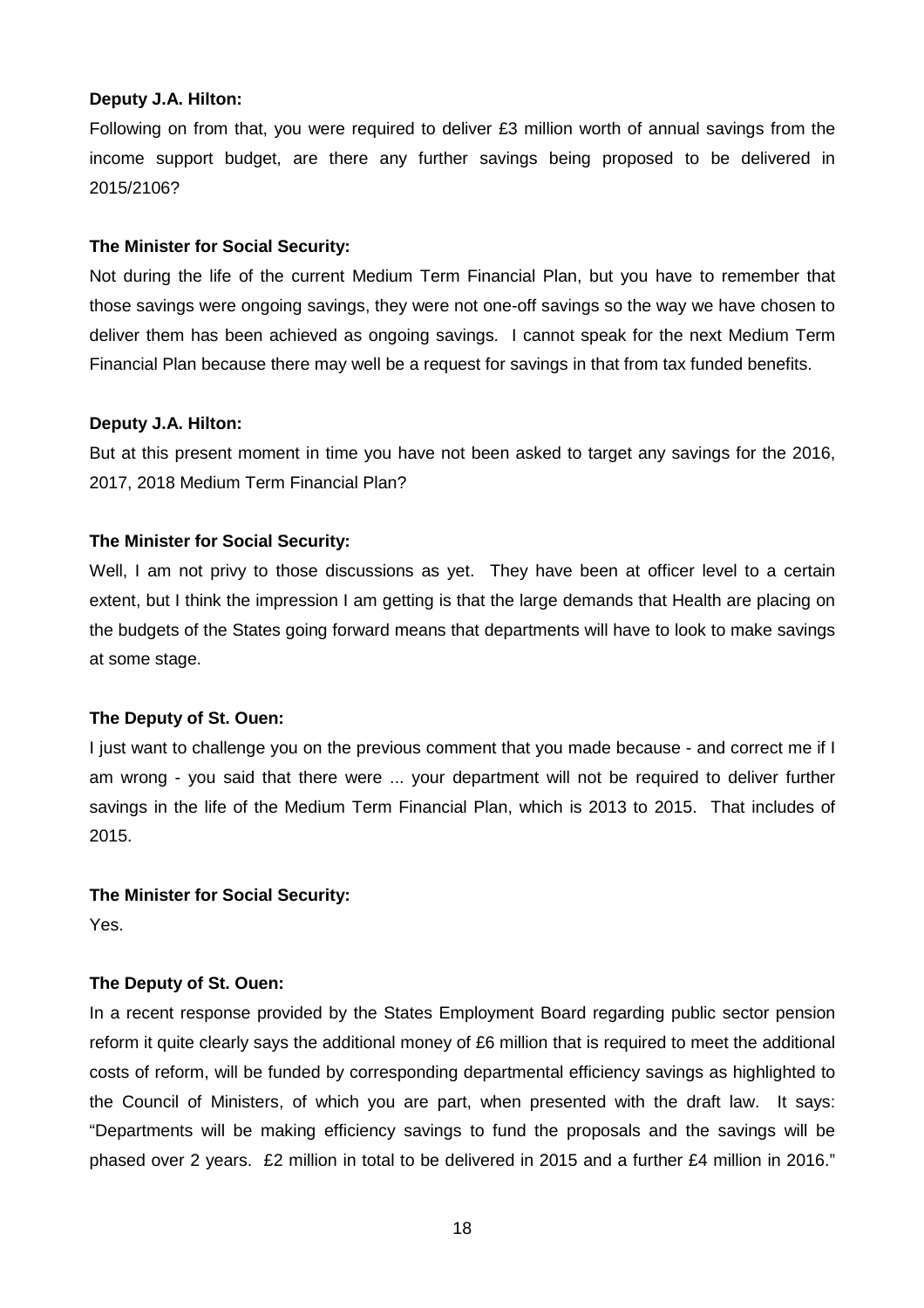**Deputy J.A. Hilton:**

Following on from that, you were required to deliver £3 million worth of annual savings from the income support budget, are there any further savings being proposed to be delivered in 2015/2106?

**The Minister for Social Security:**

Not during the life of the current Medium Term Financial Plan, but you have to remember that those savings were ongoing savings, they were not one-off savings so the way we have chosen to deliver them has been achieved as ongoing savings. I cannot speak for the next Medium Term Financial Plan because there may well be a request for savings in that from tax funded benefits.

**Deputy J.A. Hilton:**

But at this present moment in time you have not been asked to target any savings for the 2016, 2017, 2018 Medium Term Financial Plan?

**The Minister for Social Security:**

Well, I am not privy to those discussions as yet. They have been at officer level to a certain extent, but I think the impression I am getting is that the large demands that Health are placing on the budgets of the States going forward means that departments will have to look to make savings at some stage.

**The Deputy of St. Ouen:**

I just want to challenge you on the previous comment that you made because - and correct me if I am wrong - you said that there were ... your department will not be required to deliver further savings in the life of the Medium Term Financial Plan, which is 2013 to 2015. That includes of 2015.

**The Minister for Social Security:**

Yes.

**The Deputy of St. Ouen:**

In a recent response provided by the States Employment Board regarding public sector pension reform it quite clearly says the additional money of £6 million that is required to meet the additional costs of reform, will be funded by corresponding departmental efficiency savings as highlighted to the Council of Ministers, of which you are part, when presented with the draft law. It says: "Departments will be making efficiency savings to fund the proposals and the savings will be phased over 2 years. £2 million in total to be delivered in 2015 and a further £4 million in 2016."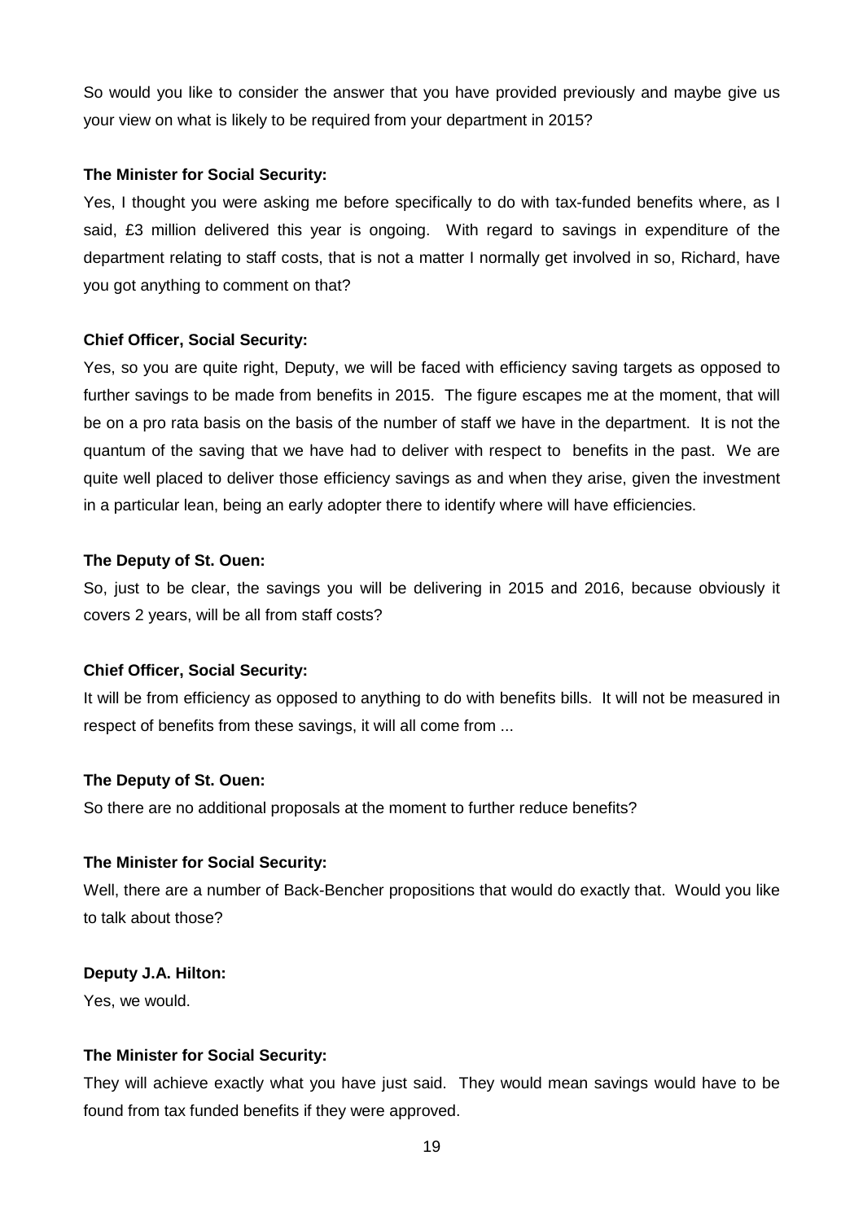So would you like to consider the answer that you have provided previously and maybe give us your view on what is likely to be required from your department in 2015?

**The Minister for Social Security:**

Yes, I thought you were asking me before specifically to do with tax-funded benefits where, as I said, £3 million delivered this year is ongoing. With regard to savings in expenditure of the department relating to staff costs, that is not a matter I normally get involved in so, Richard, have you got anything to comment on that?

**Chief Officer, Social Security:**

Yes, so you are quite right, Deputy, we will be faced with efficiency saving targets as opposed to further savings to be made from benefits in 2015. The figure escapes me at the moment, that will be on a pro rata basis on the basis of the number of staff we have in the department. It is not the quantum of the saving that we have had to deliver with respect to benefits in the past. We are quite well placed to deliver those efficiency savings as and when they arise, given the investment in a particular lean, being an early adopter there to identify where will have efficiencies.

**The Deputy of St. Ouen:**

So, just to be clear, the savings you will be delivering in 2015 and 2016, because obviously it covers 2 years, will be all from staff costs?

**Chief Officer, Social Security:**

It will be from efficiency as opposed to anything to do with benefits bills. It will not be measured in respect of benefits from these savings, it will all come from ...

**The Deputy of St. Ouen:**

So there are no additional proposals at the moment to further reduce benefits?

**The Minister for Social Security:**

Well, there are a number of Back-Bencher propositions that would do exactly that. Would you like to talk about those?

**Deputy J.A. Hilton:**

Yes, we would.

**The Minister for Social Security:**

They will achieve exactly what you have just said. They would mean savings would have to be found from tax funded benefits if they were approved.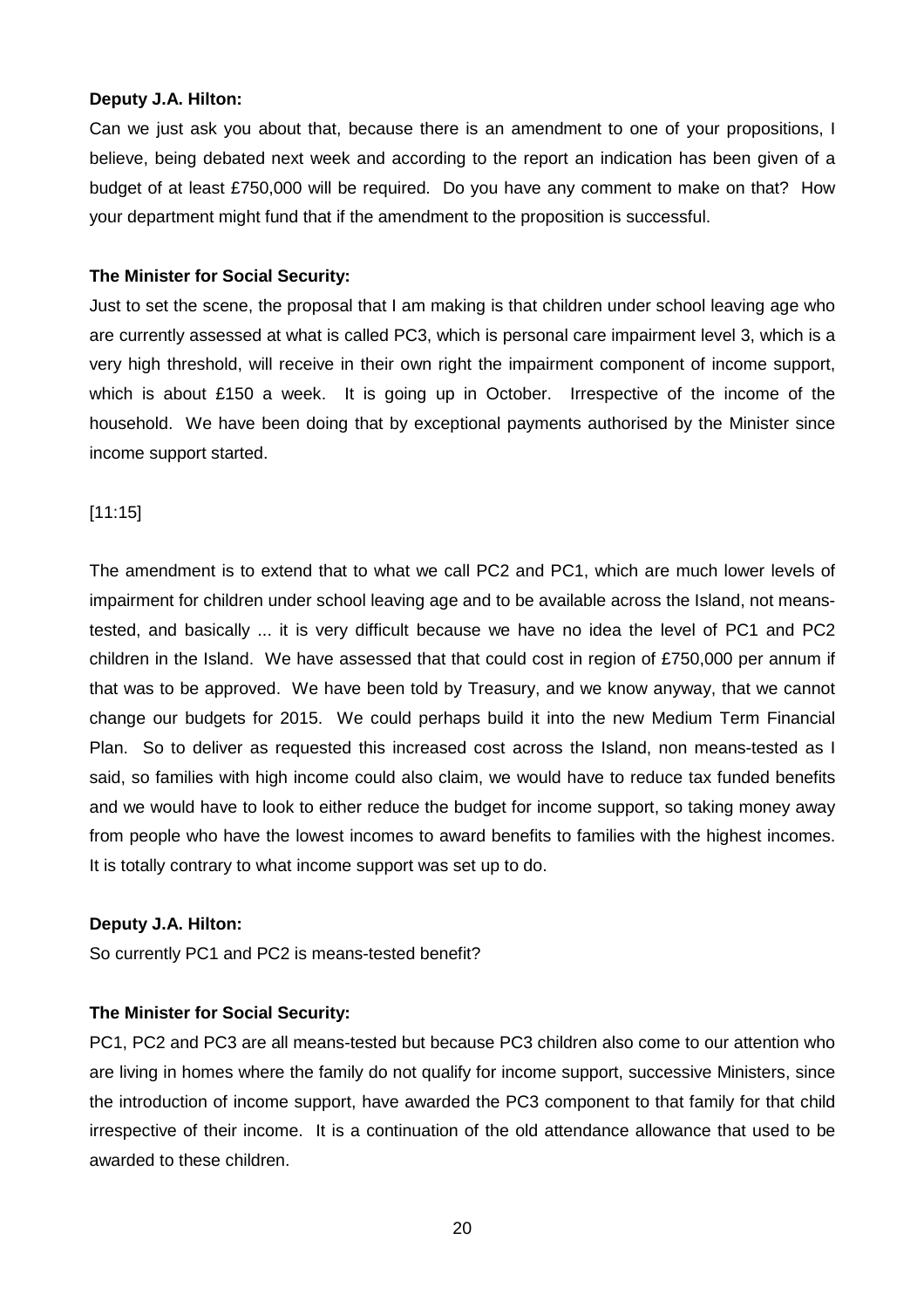**Deputy J.A. Hilton:**

Can we just ask you about that, because there is an amendment to one of your propositions, I believe, being debated next week and according to the report an indication has been given of a budget of at least £750,000 will be required. Do you have any comment to make on that? How your department might fund that if the amendment to the proposition is successful.

**The Minister for Social Security:**

Just to set the scene, the proposal that I am making is that children under school leaving age who are currently assessed at what is called PC3, which is personal care impairment level 3, which is a very high threshold, will receive in their own right the impairment component of income support, which is about £150 a week. It is going up in October. Irrespective of the income of the household. We have been doing that by exceptional payments authorised by the Minister since income support started.

[11:15]

The amendment is to extend that to what we call PC2 and PC1, which are much lower levels of impairment for children under school leaving age and to be available across the Island, not means-tested, and basically ... it is very difficult because we have no idea the level of PC1 and PC2 children in the Island. We have assessed that that could cost in region of £750,000 per annum if that was to be approved. We have been told by Treasury, and we know anyway, that we cannot change our budgets for 2015. We could perhaps build it into the new Medium Term Financial Plan. So to deliver as requested this increased cost across the Island, non means-tested as I said, so families with high income could also claim, we would have to reduce tax funded benefits and we would have to look to either reduce the budget for income support, so taking money away from people who have the lowest incomes to award benefits to families with the highest incomes. It is totally contrary to what income support was set up to do.

**Deputy J.A. Hilton:**

So currently PC1 and PC2 is means-tested benefit?

**The Minister for Social Security:**

PC1, PC2 and PC3 are all means-tested but because PC3 children also come to our attention who are living in homes where the family do not qualify for income support, successive Ministers, since the introduction of income support, have awarded the PC3 component to that family for that child irrespective of their income. It is a continuation of the old attendance allowance that used to be awarded to these children.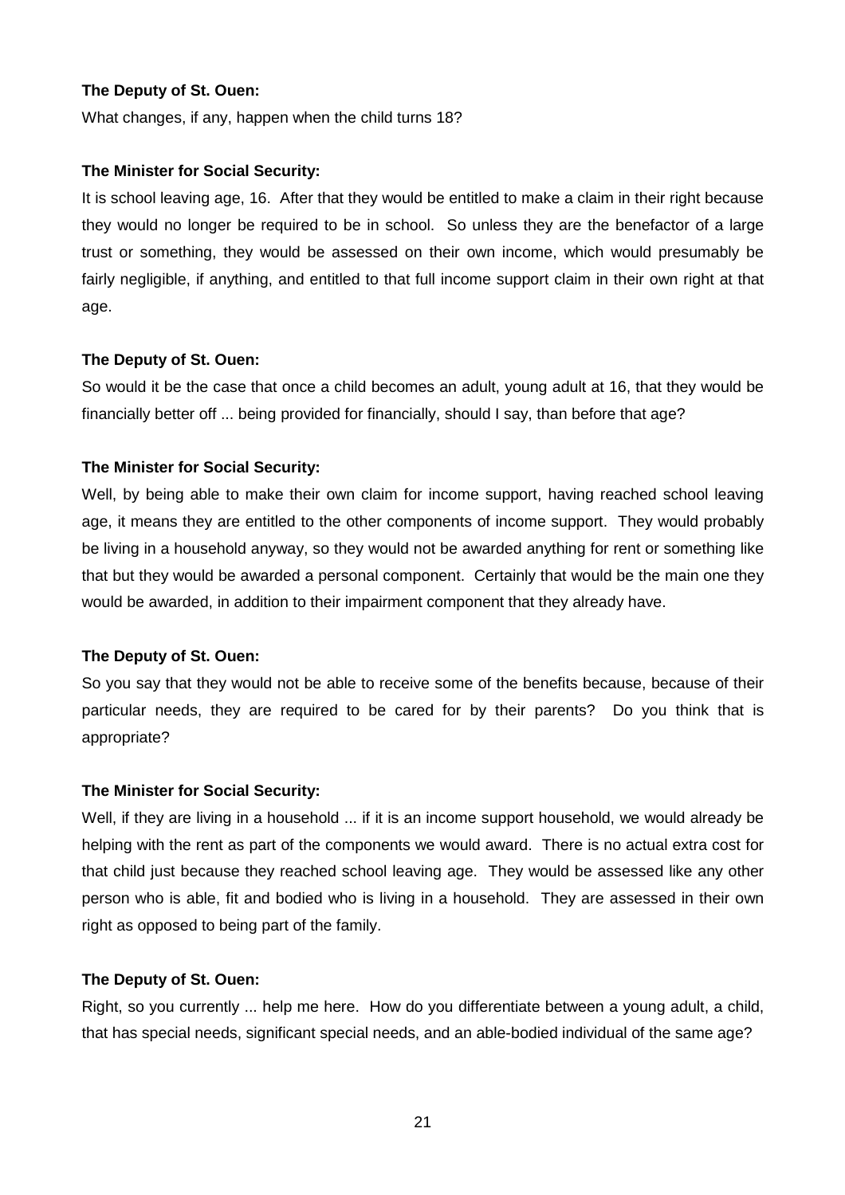**The Deputy of St. Ouen:**

What changes, if any, happen when the child turns 18?

**The Minister for Social Security:**

It is school leaving age, 16. After that they would be entitled to make a claim in their right because they would no longer be required to be in school. So unless they are the benefactor of a large trust or something, they would be assessed on their own income, which would presumably be fairly negligible, if anything, and entitled to that full income support claim in their own right at that age.

**The Deputy of St. Ouen:**

So would it be the case that once a child becomes an adult, young adult at 16, that they would be financially better off ... being provided for financially, should I say, than before that age?

**The Minister for Social Security:**

Well, by being able to make their own claim for income support, having reached school leaving age, it means they are entitled to the other components of income support. They would probably be living in a household anyway, so they would not be awarded anything for rent or something like that but they would be awarded a personal component. Certainly that would be the main one they would be awarded, in addition to their impairment component that they already have.

**The Deputy of St. Ouen:**

So you say that they would not be able to receive some of the benefits because, because of their particular needs, they are required to be cared for by their parents? Do you think that is appropriate?

**The Minister for Social Security:**

Well, if they are living in a household ... if it is an income support household, we would already be helping with the rent as part of the components we would award. There is no actual extra cost for that child just because they reached school leaving age. They would be assessed like any other person who is able, fit and bodied who is living in a household. They are assessed in their own right as opposed to being part of the family.

**The Deputy of St. Ouen:**

Right, so you currently ... help me here. How do you differentiate between a young adult, a child, that has special needs, significant special needs, and an able-bodied individual of the same age?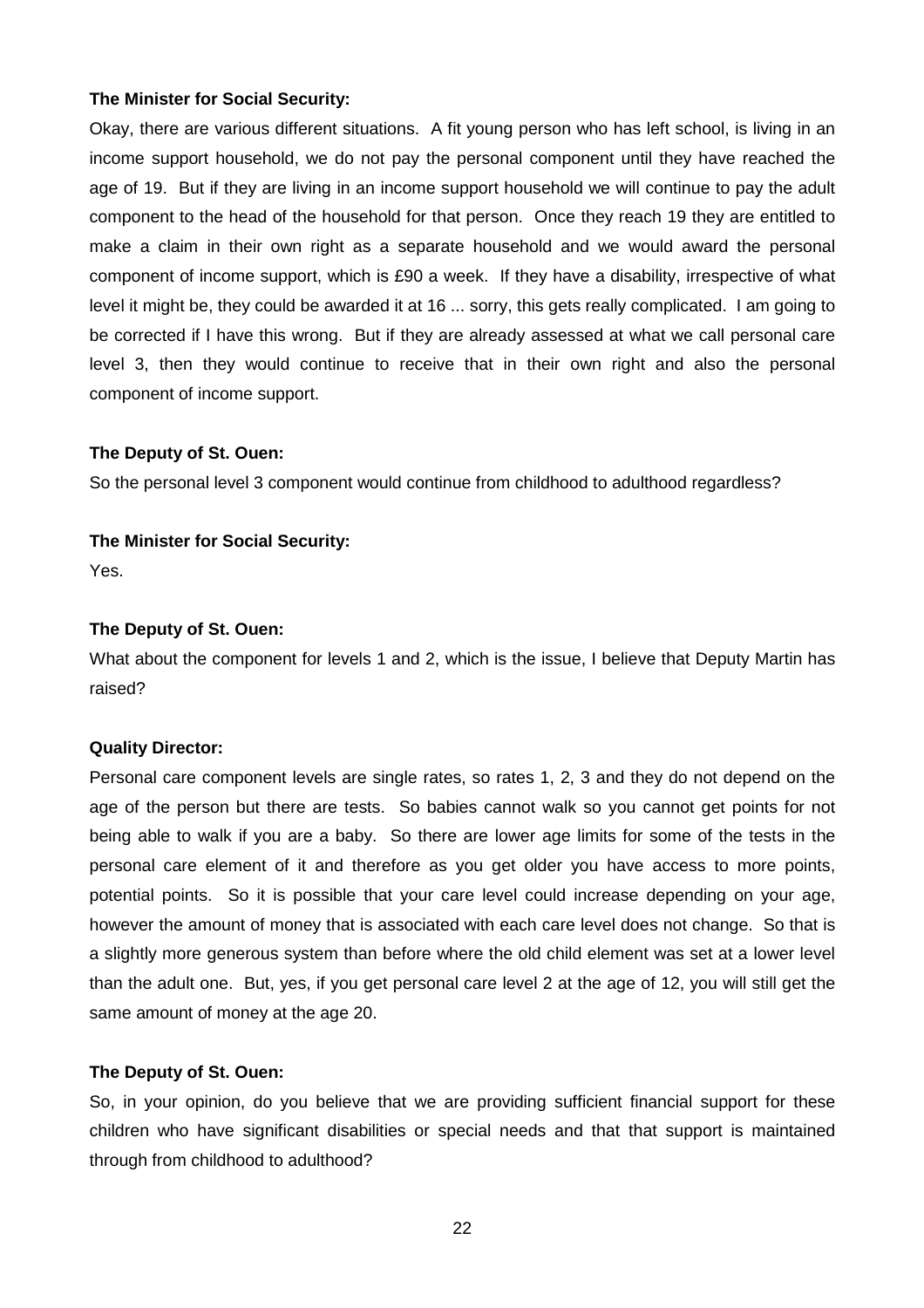**The Minister for Social Security:**

Okay, there are various different situations. A fit young person who has left school, is living in an income support household, we do not pay the personal component until they have reached the age of 19. But if they are living in an income support household we will continue to pay the adult component to the head of the household for that person. Once they reach 19 they are entitled to make a claim in their own right as a separate household and we would award the personal component of income support, which is £90 a week. If they have a disability, irrespective of what level it might be, they could be awarded it at 16 ... sorry, this gets really complicated. I am going to be corrected if I have this wrong. But if they are already assessed at what we call personal care level 3, then they would continue to receive that in their own right and also the personal component of income support.

**The Deputy of St. Ouen:**

So the personal level 3 component would continue from childhood to adulthood regardless?

**The Minister for Social Security:**

Yes.

**The Deputy of St. Ouen:**

What about the component for levels 1 and 2, which is the issue, I believe that Deputy Martin has raised?

**Quality Director:**

Personal care component levels are single rates, so rates 1, 2, 3 and they do not depend on the age of the person but there are tests. So babies cannot walk so you cannot get points for not being able to walk if you are a baby. So there are lower age limits for some of the tests in the personal care element of it and therefore as you get older you have access to more points, potential points. So it is possible that your care level could increase depending on your age, however the amount of money that is associated with each care level does not change. So that is a slightly more generous system than before where the old child element was set at a lower level than the adult one. But, yes, if you get personal care level 2 at the age of 12, you will still get the same amount of money at the age 20.

**The Deputy of St. Ouen:**

So, in your opinion, do you believe that we are providing sufficient financial support for these children who have significant disabilities or special needs and that that support is maintained through from childhood to adulthood?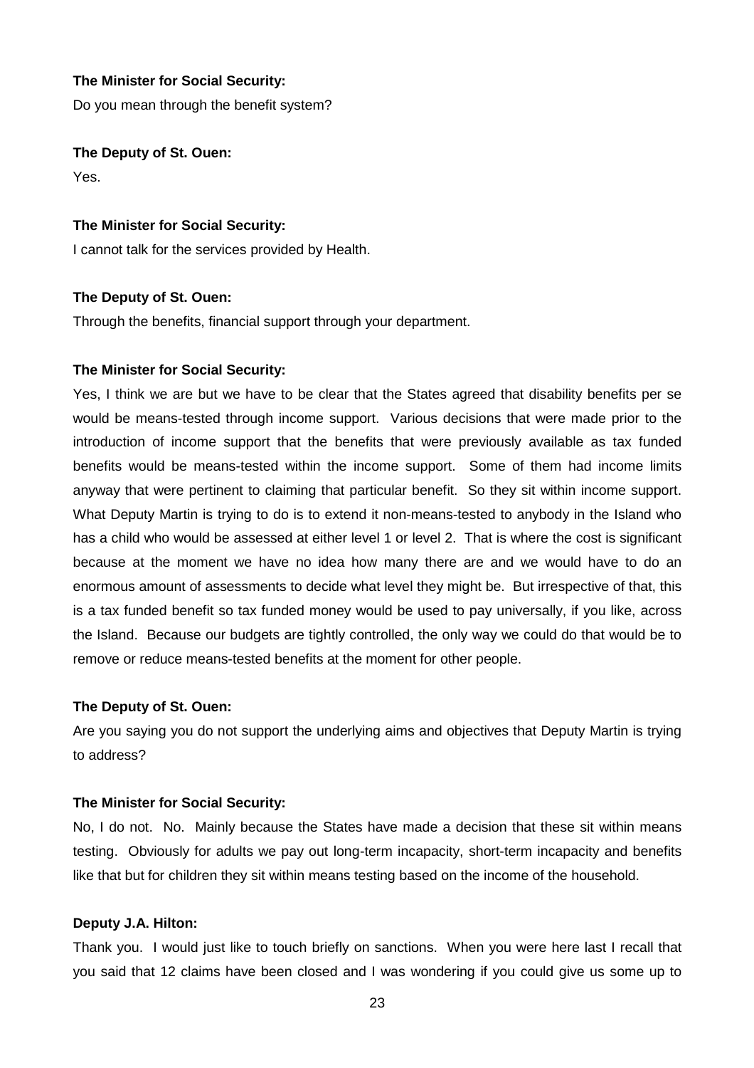**The Minister for Social Security:**

Do you mean through the benefit system?

**The Deputy of St. Ouen:**

Yes.

**The Minister for Social Security:**

I cannot talk for the services provided by Health.

**The Deputy of St. Ouen:**

Through the benefits, financial support through your department.

**The Minister for Social Security:**

Yes, I think we are but we have to be clear that the States agreed that disability benefits per se would be means-tested through income support. Various decisions that were made prior to the introduction of income support that the benefits that were previously available as tax funded benefits would be means-tested within the income support. Some of them had income limits anyway that were pertinent to claiming that particular benefit. So they sit within income support. What Deputy Martin is trying to do is to extend it non-means-tested to anybody in the Island who has a child who would be assessed at either level 1 or level 2. That is where the cost is significant because at the moment we have no idea how many there are and we would have to do an enormous amount of assessments to decide what level they might be. But irrespective of that, this is a tax funded benefit so tax funded money would be used to pay universally, if you like, across the Island. Because our budgets are tightly controlled, the only way we could do that would be to remove or reduce means-tested benefits at the moment for other people.

**The Deputy of St. Ouen:**

Are you saying you do not support the underlying aims and objectives that Deputy Martin is trying to address?

**The Minister for Social Security:**

No, I do not. No. Mainly because the States have made a decision that these sit within means testing. Obviously for adults we pay out long-term incapacity, short-term incapacity and benefits like that but for children they sit within means testing based on the income of the household.

**Deputy J.A. Hilton:**

Thank you. I would just like to touch briefly on sanctions. When you were here last I recall that you said that 12 claims have been closed and I was wondering if you could give us some up to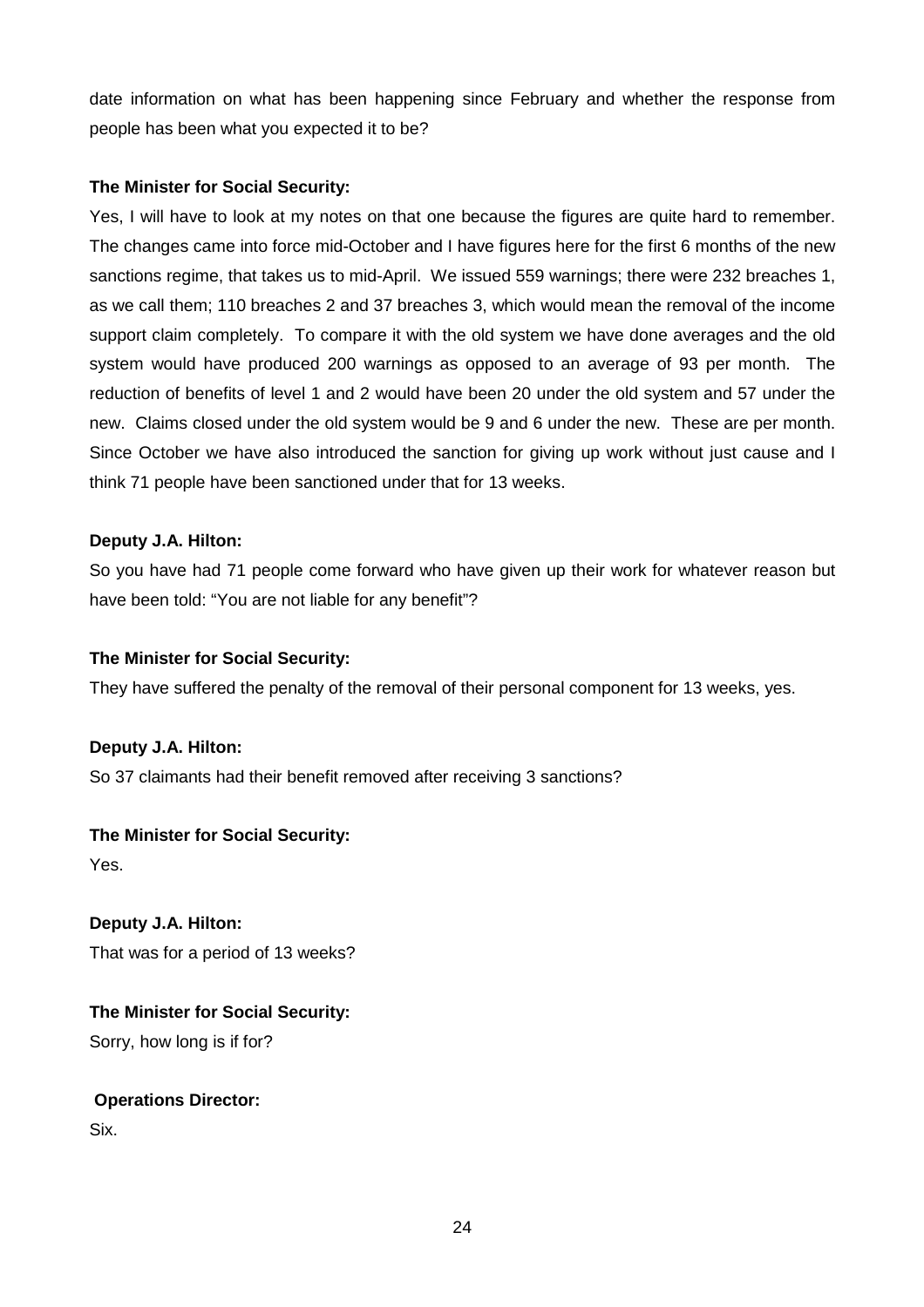date information on what has been happening since February and whether the response from people has been what you expected it to be?

**The Minister for Social Security:**

Yes, I will have to look at my notes on that one because the figures are quite hard to remember. The changes came into force mid-October and I have figures here for the first 6 months of the new sanctions regime, that takes us to mid-April. We issued 559 warnings; there were 232 breaches 1, as we call them; 110 breaches 2 and 37 breaches 3, which would mean the removal of the income support claim completely. To compare it with the old system we have done averages and the old system would have produced 200 warnings as opposed to an average of 93 per month. The reduction of benefits of level 1 and 2 would have been 20 under the old system and 57 under the new. Claims closed under the old system would be 9 and 6 under the new. These are per month. Since October we have also introduced the sanction for giving up work without just cause and I think 71 people have been sanctioned under that for 13 weeks.

**Deputy J.A. Hilton:**

So you have had 71 people come forward who have given up their work for whatever reason but have been told: "You are not liable for any benefit"?

**The Minister for Social Security:**

They have suffered the penalty of the removal of their personal component for 13 weeks, yes.

**Deputy J.A. Hilton:**

So 37 claimants had their benefit removed after receiving 3 sanctions?

**The Minister for Social Security:**

Yes.

**Deputy J.A. Hilton:**

That was for a period of 13 weeks?

**The Minister for Social Security:**

Sorry, how long is if for?

**Operations Director:**

Six.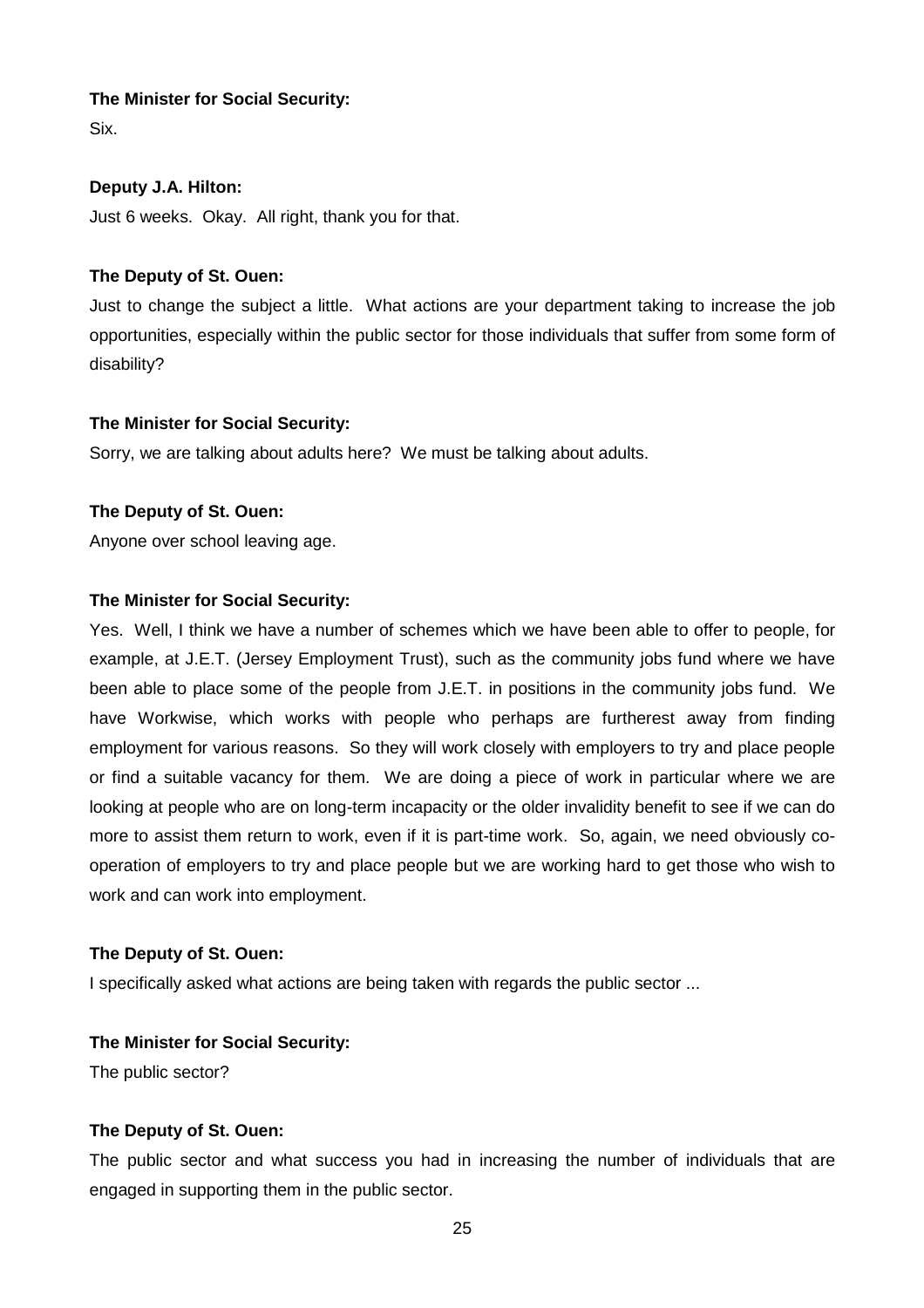**The Minister for Social Security:**

Six.

**Deputy J.A. Hilton:**

Just 6 weeks. Okay. All right, thank you for that.

**The Deputy of St. Ouen:**

Just to change the subject a little. What actions are your department taking to increase the job opportunities, especially within the public sector for those individuals that suffer from some form of disability?

**The Minister for Social Security:**

Sorry, we are talking about adults here? We must be talking about adults.

**The Deputy of St. Ouen:**

Anyone over school leaving age.

**The Minister for Social Security:**

Yes. Well, I think we have a number of schemes which we have been able to offer to people, for example, at J.E.T. (Jersey Employment Trust), such as the community jobs fund where we have been able to place some of the people from J.E.T. in positions in the community jobs fund. We have Workwise, which works with people who perhaps are furtherest away from finding employment for various reasons. So they will work closely with employers to try and place people or find a suitable vacancy for them. We are doing a piece of work in particular where we are looking at people who are on long-term incapacity or the older invalidity benefit to see if we can do more to assist them return to work, even if it is part-time work. So, again, we need obviously co-operation of employers to try and place people but we are working hard to get those who wish to work and can work into employment.

**The Deputy of St. Ouen:**

I specifically asked what actions are being taken with regards the public sector ...

**The Minister for Social Security:**

The public sector?

**The Deputy of St. Ouen:**

The public sector and what success you had in increasing the number of individuals that are engaged in supporting them in the public sector.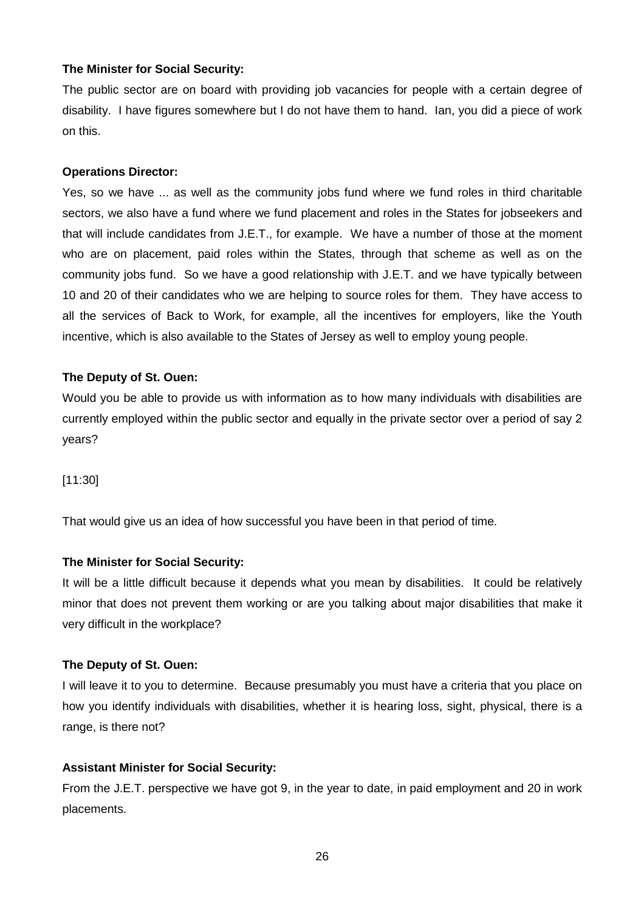**The Minister for Social Security:**

The public sector are on board with providing job vacancies for people with a certain degree of disability. I have figures somewhere but I do not have them to hand. Ian, you did a piece of work on this.

**Operations Director:**

Yes, so we have ... as well as the community jobs fund where we fund roles in third charitable sectors, we also have a fund where we fund placement and roles in the States for jobseekers and that will include candidates from J.E.T., for example. We have a number of those at the moment who are on placement, paid roles within the States, through that scheme as well as on the community jobs fund. So we have a good relationship with J.E.T. and we have typically between 10 and 20 of their candidates who we are helping to source roles for them. They have access to all the services of Back to Work, for example, all the incentives for employers, like the Youth incentive, which is also available to the States of Jersey as well to employ young people.

**The Deputy of St. Ouen:**

Would you be able to provide us with information as to how many individuals with disabilities are currently employed within the public sector and equally in the private sector over a period of say 2 years?

[11:30]

That would give us an idea of how successful you have been in that period of time.

**The Minister for Social Security:**

It will be a little difficult because it depends what you mean by disabilities. It could be relatively minor that does not prevent them working or are you talking about major disabilities that make it very difficult in the workplace?

**The Deputy of St. Ouen:**

I will leave it to you to determine. Because presumably you must have a criteria that you place on how you identify individuals with disabilities, whether it is hearing loss, sight, physical, there is a range, is there not?

**Assistant Minister for Social Security:**

From the J.E.T. perspective we have got 9, in the year to date, in paid employment and 20 in work placements.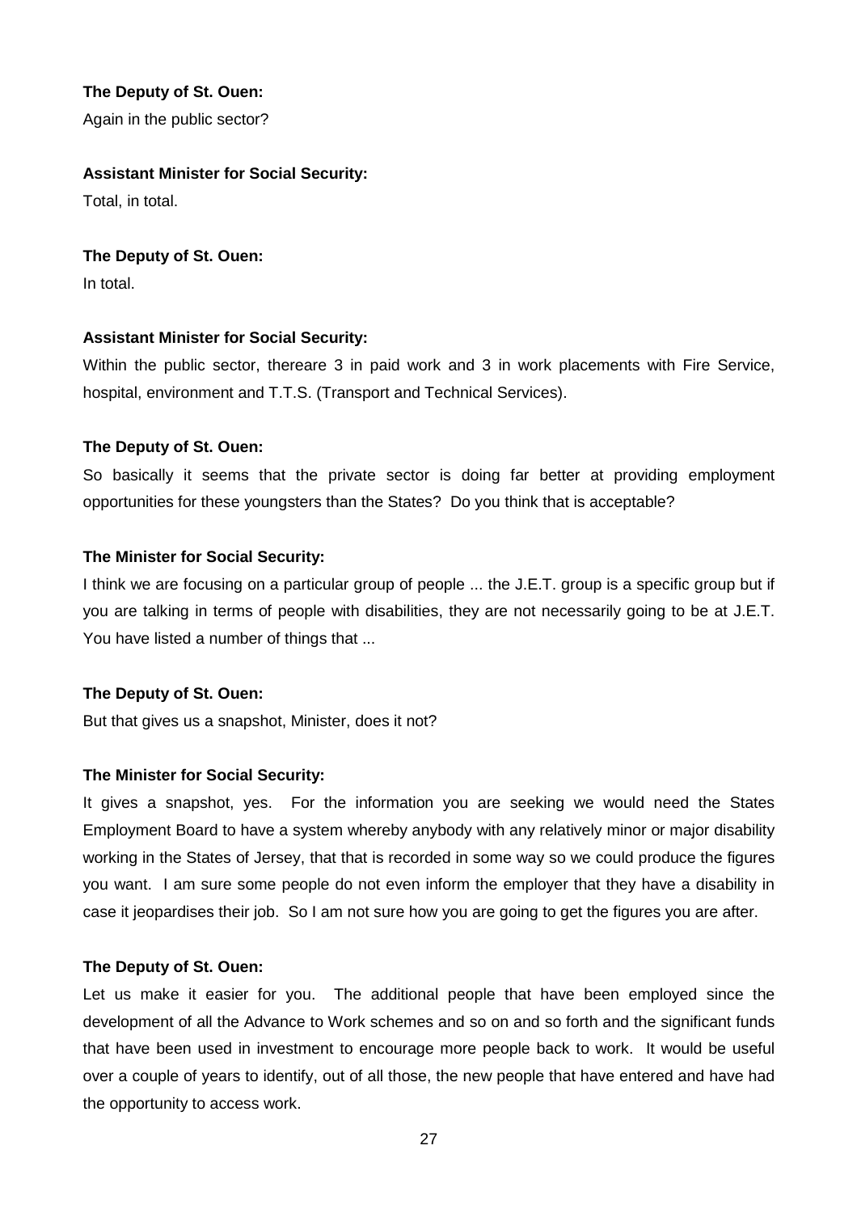**The Deputy of St. Ouen:**

Again in the public sector?

**Assistant Minister for Social Security:**

Total, in total.

**The Deputy of St. Ouen:**

In total.

**Assistant Minister for Social Security:**

Within the public sector, thereare 3 in paid work and 3 in work placements with Fire Service, hospital, environment and T.T.S. (Transport and Technical Services).

**The Deputy of St. Ouen:**

So basically it seems that the private sector is doing far better at providing employment opportunities for these youngsters than the States? Do you think that is acceptable?

**The Minister for Social Security:**

I think we are focusing on a particular group of people ... the J.E.T. group is a specific group but if you are talking in terms of people with disabilities, they are not necessarily going to be at J.E.T. You have listed a number of things that ...

**The Deputy of St. Ouen:**

But that gives us a snapshot, Minister, does it not?

**The Minister for Social Security:**

It gives a snapshot, yes. For the information you are seeking we would need the States Employment Board to have a system whereby anybody with any relatively minor or major disability working in the States of Jersey, that that is recorded in some way so we could produce the figures you want. I am sure some people do not even inform the employer that they have a disability in case it jeopardises their job. So I am not sure how you are going to get the figures you are after.

**The Deputy of St. Ouen:**

Let us make it easier for you. The additional people that have been employed since the development of all the Advance to Work schemes and so on and so forth and the significant funds that have been used in investment to encourage more people back to work. It would be useful over a couple of years to identify, out of all those, the new people that have entered and have had the opportunity to access work.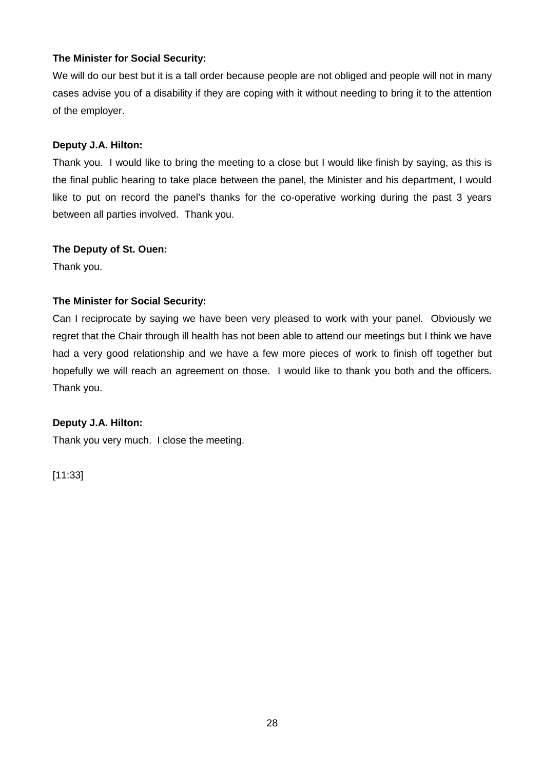**The Minister for Social Security:**

We will do our best but it is a tall order because people are not obliged and people will not in many cases advise you of a disability if they are coping with it without needing to bring it to the attention of the employer.

**Deputy J.A. Hilton:**

Thank you. I would like to bring the meeting to a close but I would like finish by saying, as this is the final public hearing to take place between the panel, the Minister and his department, I would like to put on record the panel's thanks for the co-operative working during the past 3 years between all parties involved. Thank you.

**The Deputy of St. Ouen:**

Thank you.

**The Minister for Social Security:**

Can I reciprocate by saying we have been very pleased to work with your panel. Obviously we regret that the Chair through ill health has not been able to attend our meetings but I think we have had a very good relationship and we have a few more pieces of work to finish off together but hopefully we will reach an agreement on those. I would like to thank you both and the officers. Thank you.

**Deputy J.A. Hilton:**

Thank you very much. I close the meeting.

[11:33]